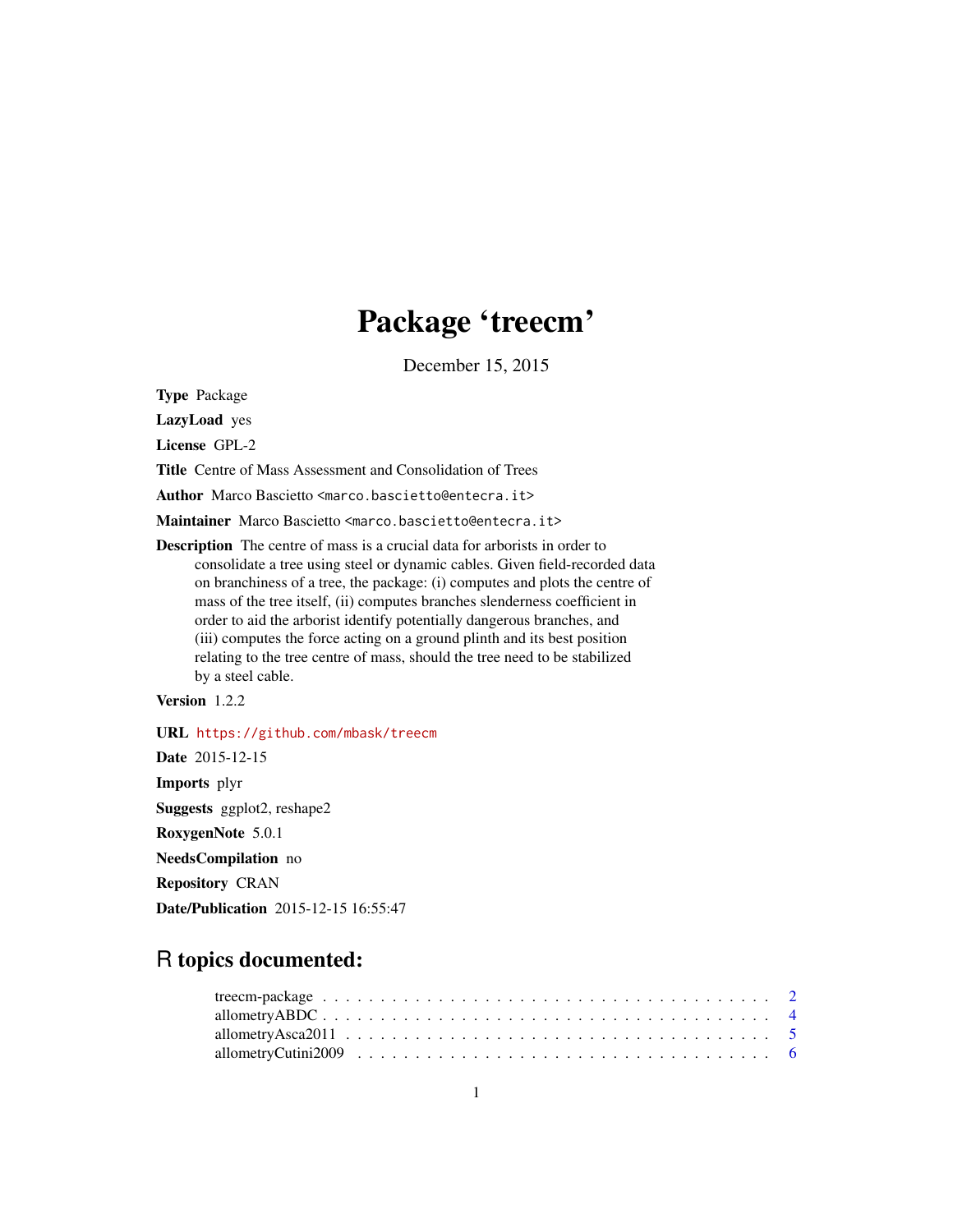# Package 'treecm'

December 15, 2015

**Type** Package

**LazyLoad** yes

**License** GPL-2

**Title** Centre of Mass Assessment and Consolidation of Trees

**Author** Marco Bascietto <marco.bascietto@entecra.it>

**Maintainer** Marco Bascietto <marco.bascietto@entecra.it>

**Description** The centre of mass is a crucial data for arborists in order to consolidate a tree using steel or dynamic cables. Given field-recorded data on branchiness of a tree, the package: (i) computes and plots the centre of mass of the tree itself, (ii) computes branches slenderness coefficient in order to aid the arborist identify potentially dangerous branches, and (iii) computes the force acting on a ground plinth and its best position relating to the tree centre of mass, should the tree need to be stabilized by a steel cable.

**Version** 1.2.2

**URL** https://github.com/mbask/treecm

**Date** 2015-12-15

**Imports** plyr

**Suggests** ggplot2, reshape2

**RoxygenNote** 5.0.1

**NeedsCompilation** no

**Repository** CRAN

**Date/Publication** 2015-12-15 16:55:47

## R topics documented:

treecm-package . . . . . . . . . . . . . . . . . . . . . . . . . . . . . . . . . . . . . . 2
allometryABDC . . . . . . . . . . . . . . . . . . . . . . . . . . . . . . . . . . . . . . 4
allometryAsca2011 . . . . . . . . . . . . . . . . . . . . . . . . . . . . . . . . . . . . 5
allometryCutini2009 . . . . . . . . . . . . . . . . . . . . . . . . . . . . . . . . . . . 6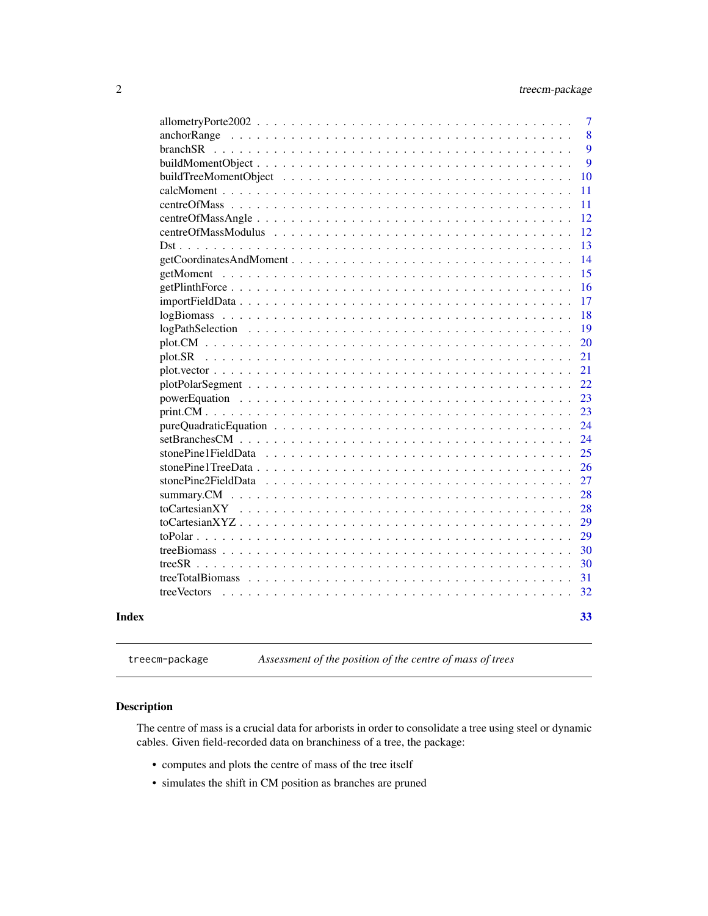allometryPorte2002 . . . . . 7
anchorRange . . . . . 8
branchSR . . . . . 9
buildMomentObject . . . . . 9
buildTreeMomentObject . . . . . 10
calcMoment . . . . . 11
centreOfMass . . . . . 11
centreOfMassAngle . . . . . 12
centreOfMassModulus . . . . . 12
Dst . . . . . 13
getCoordinatesAndMoment . . . . . 14
getMoment . . . . . 15
getPlinthForce . . . . . 16
importFieldData . . . . . 17
logBiomass . . . . . 18
logPathSelection . . . . . 19
plot.CM . . . . . 20
plot.SR . . . . . 21
plot.vector . . . . . 21
plotPolarSegment . . . . . 22
powerEquation . . . . . 23
print.CM . . . . . 23
pureQuadraticEquation . . . . . 24
setBranchesCM . . . . . 24
stonePine1FieldData . . . . . 25
stonePine1TreeData . . . . . 26
stonePine2FieldData . . . . . 27
summary.CM . . . . . 28
toCartesianXY . . . . . 28
toCartesianXYZ . . . . . 29
toPolar . . . . . 29
treeBiomass . . . . . 30
treeSR . . . . . 30
treeTotalBiomass . . . . . 31
treeVectors . . . . . 32

**Index** **33**

---

`treecm-package` *Assessment of the position of the centre of mass of trees*

---

## Description

The centre of mass is a crucial data for arborists in order to consolidate a tree using steel or dynamic cables. Given field-recorded data on branchiness of a tree, the package:

- computes and plots the centre of mass of the tree itself
- simulates the shift in CM position as branches are pruned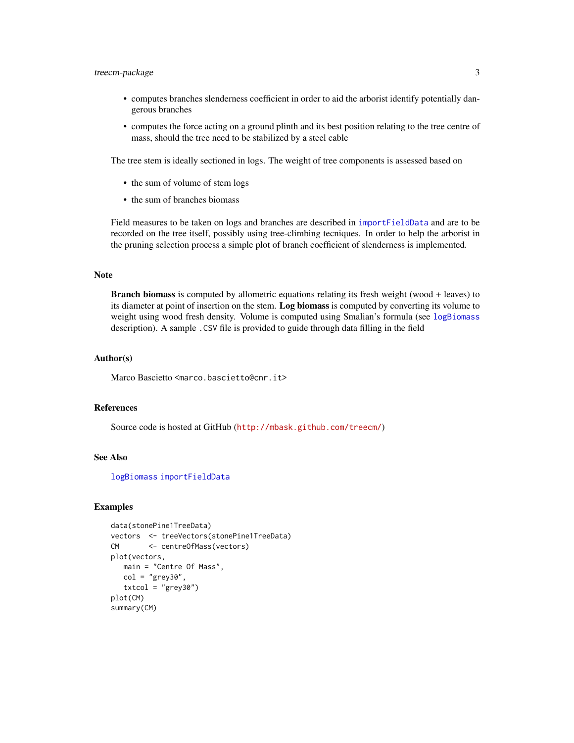- computes branches slenderness coefficient in order to aid the arborist identify potentially dangerous branches
- computes the force acting on a ground plinth and its best position relating to the tree centre of mass, should the tree need to be stabilized by a steel cable

The tree stem is ideally sectioned in logs. The weight of tree components is assessed based on

- the sum of volume of stem logs
- the sum of branches biomass

Field measures to be taken on logs and branches are described in `importFieldData` and are to be recorded on the tree itself, possibly using tree-climbing tecniques. In order to help the arborist in the pruning selection process a simple plot of branch coefficient of slenderness is implemented.

## Note

**Branch biomass** is computed by allometric equations relating its fresh weight (wood + leaves) to its diameter at point of insertion on the stem. **Log biomass** is computed by converting its volume to weight using wood fresh density. Volume is computed using Smalian's formula (see `logBiomass` description). A sample `.CSV` file is provided to guide through data filling in the field

## Author(s)

Marco Bascietto <marco.bascietto@cnr.it>

## References

Source code is hosted at GitHub (http://mbask.github.com/treecm/)

## See Also

`logBiomass` `importFieldData`

## Examples

```
data(stonePine1TreeData)
vectors  <- treeVectors(stonePine1TreeData)
CM       <- centreOfMass(vectors)
plot(vectors,
   main = "Centre Of Mass",
   col = "grey30",
   txtcol = "grey30")
plot(CM)
summary(CM)
```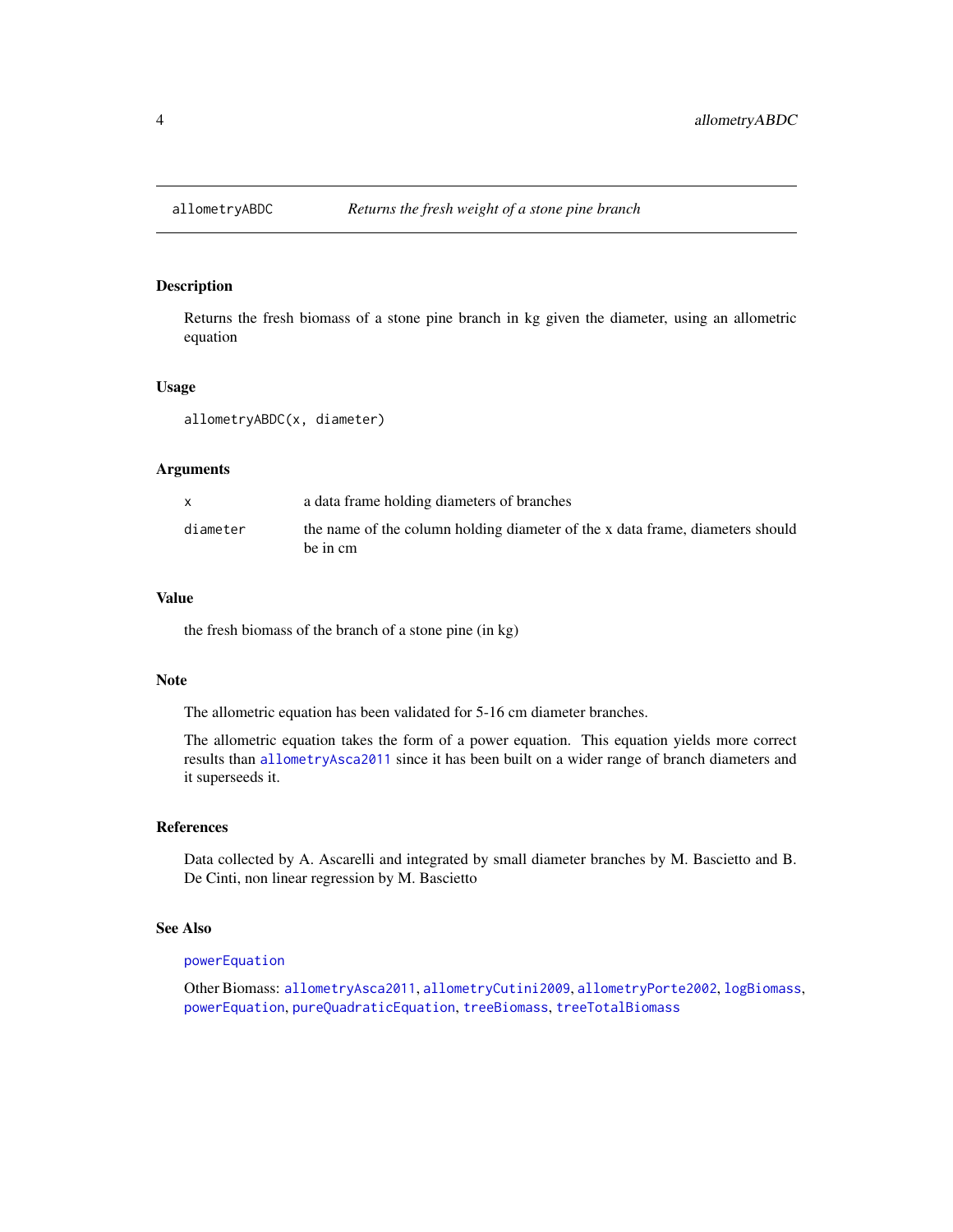## allometryABDC — *Returns the fresh weight of a stone pine branch*

### Description

Returns the fresh biomass of a stone pine branch in kg given the diameter, using an allometric equation

### Usage

```
allometryABDC(x, diameter)
```

### Arguments

| | |
|---|---|
| `x` | a data frame holding diameters of branches |
| `diameter` | the name of the column holding diameter of the x data frame, diameters should be in cm |

### Value

the fresh biomass of the branch of a stone pine (in kg)

### Note

The allometric equation has been validated for 5-16 cm diameter branches.

The allometric equation takes the form of a power equation. This equation yields more correct results than `allometryAsca2011` since it has been built on a wider range of branch diameters and it superseeds it.

### References

Data collected by A. Ascarelli and integrated by small diameter branches by M. Bascietto and B. De Cinti, non linear regression by M. Bascietto

### See Also

`powerEquation`

Other Biomass: `allometryAsca2011`, `allometryCutini2009`, `allometryPorte2002`, `logBiomass`, `powerEquation`, `pureQuadraticEquation`, `treeBiomass`, `treeTotalBiomass`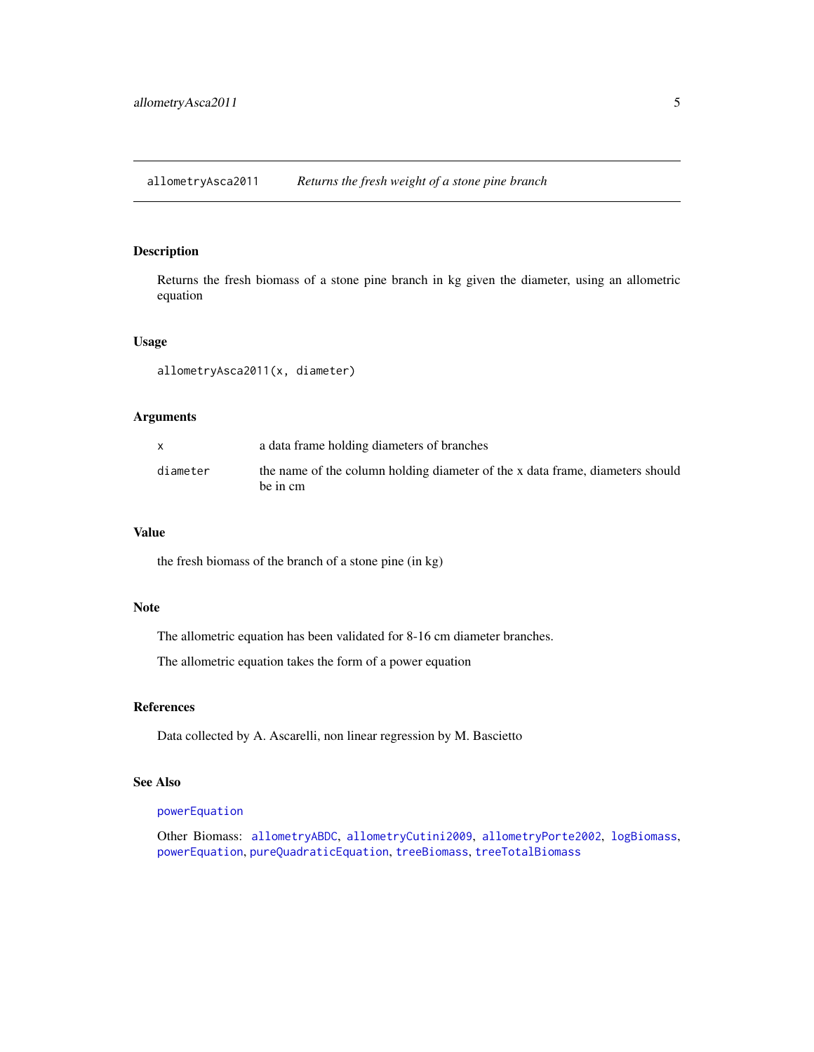## allometryAsca2011 *Returns the fresh weight of a stone pine branch*

### Description

Returns the fresh biomass of a stone pine branch in kg given the diameter, using an allometric equation

### Usage

```
allometryAsca2011(x, diameter)
```

### Arguments

| | |
|---|---|
| x | a data frame holding diameters of branches |
| diameter | the name of the column holding diameter of the x data frame, diameters should be in cm |

### Value

the fresh biomass of the branch of a stone pine (in kg)

### Note

The allometric equation has been validated for 8-16 cm diameter branches.

The allometric equation takes the form of a power equation

### References

Data collected by A. Ascarelli, non linear regression by M. Bascietto

### See Also

powerEquation

Other Biomass: allometryABDC, allometryCutini2009, allometryPorte2002, logBiomass, powerEquation, pureQuadraticEquation, treeBiomass, treeTotalBiomass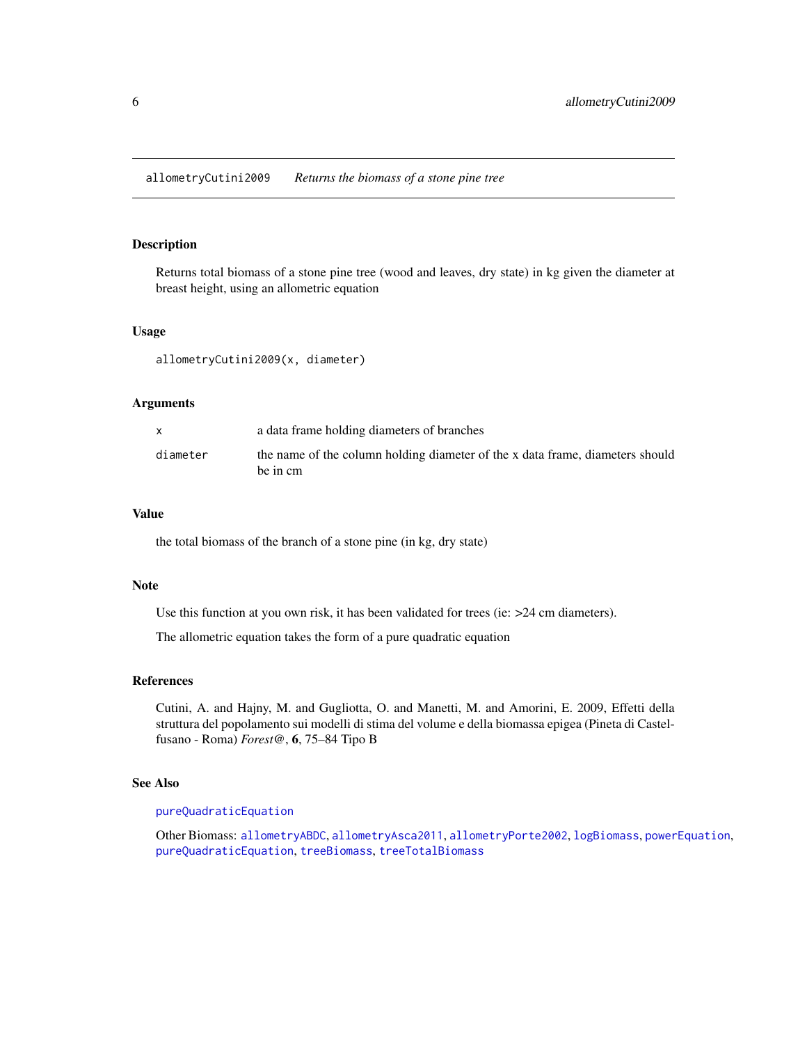# allometryCutini2009 — *Returns the biomass of a stone pine tree*

## Description

Returns total biomass of a stone pine tree (wood and leaves, dry state) in kg given the diameter at breast height, using an allometric equation

## Usage

```
allometryCutini2009(x, diameter)
```

## Arguments

| | |
|---|---|
| `x` | a data frame holding diameters of branches |
| `diameter` | the name of the column holding diameter of the x data frame, diameters should be in cm |

## Value

the total biomass of the branch of a stone pine (in kg, dry state)

## Note

Use this function at you own risk, it has been validated for trees (ie: >24 cm diameters).

The allometric equation takes the form of a pure quadratic equation

## References

Cutini, A. and Hajny, M. and Gugliotta, O. and Manetti, M. and Amorini, E. 2009, Effetti della struttura del popolamento sui modelli di stima del volume e della biomassa epigea (Pineta di Castelfusano - Roma) *Forest@*, **6**, 75–84 Tipo B

## See Also

`pureQuadraticEquation`

Other Biomass: `allometryABDC`, `allometryAsca2011`, `allometryPorte2002`, `logBiomass`, `powerEquation`, `pureQuadraticEquation`, `treeBiomass`, `treeTotalBiomass`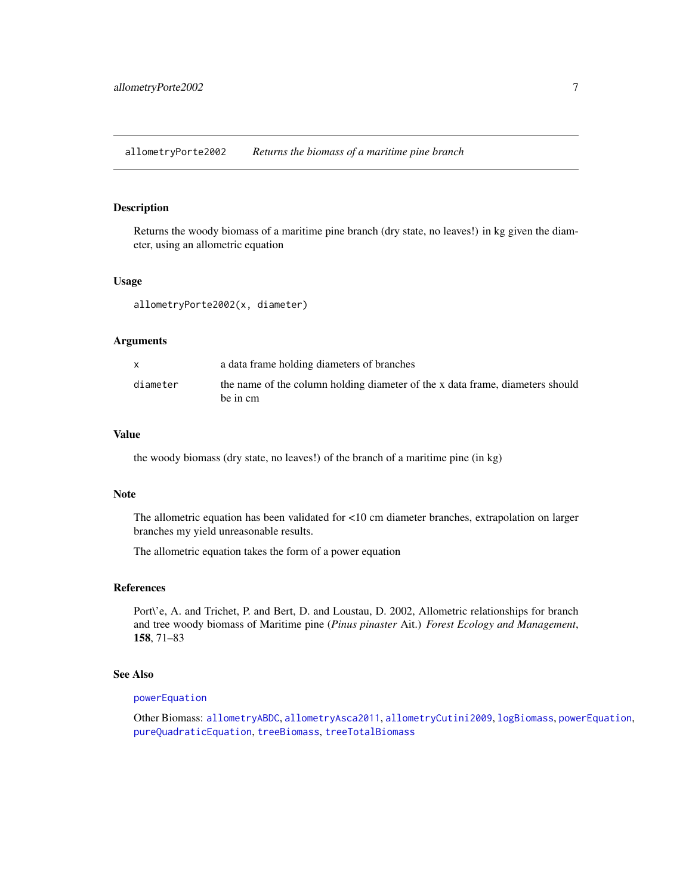# allometryPorte2002 — *Returns the biomass of a maritime pine branch*

## Description

Returns the woody biomass of a maritime pine branch (dry state, no leaves!) in kg given the diameter, using an allometric equation

## Usage

```
allometryPorte2002(x, diameter)
```

## Arguments

| | |
|---|---|
| `x` | a data frame holding diameters of branches |
| `diameter` | the name of the column holding diameter of the x data frame, diameters should be in cm |

## Value

the woody biomass (dry state, no leaves!) of the branch of a maritime pine (in kg)

## Note

The allometric equation has been validated for <10 cm diameter branches, extrapolation on larger branches my yield unreasonable results.

The allometric equation takes the form of a power equation

## References

Port\'e, A. and Trichet, P. and Bert, D. and Loustau, D. 2002, Allometric relationships for branch and tree woody biomass of Maritime pine (*Pinus pinaster* Ait.) *Forest Ecology and Management*, **158**, 71–83

## See Also

`powerEquation`

Other Biomass: `allometryABDC`, `allometryAsca2011`, `allometryCutini2009`, `logBiomass`, `powerEquation`, `pureQuadraticEquation`, `treeBiomass`, `treeTotalBiomass`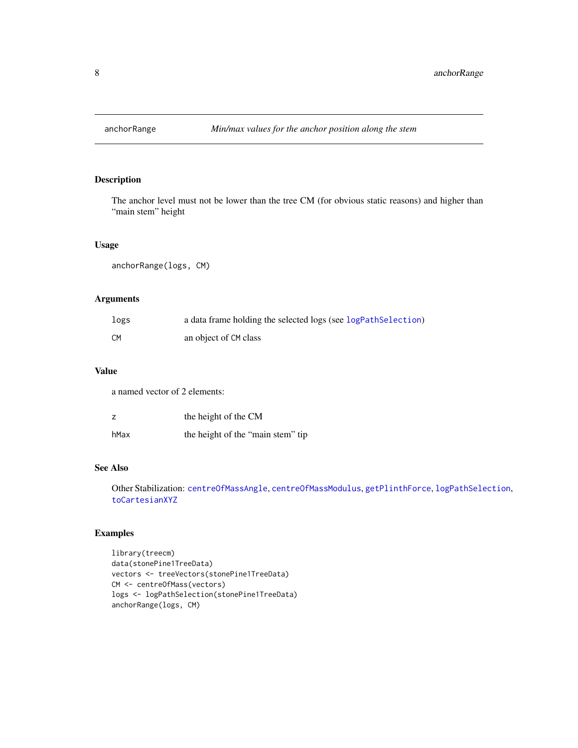# anchorRange    *Min/max values for the anchor position along the stem*

## Description

The anchor level must not be lower than the tree CM (for obvious static reasons) and higher than "main stem" height

## Usage

```
anchorRange(logs, CM)
```

## Arguments

| | |
|---|---|
| `logs` | a data frame holding the selected logs (see `logPathSelection`) |
| `CM` | an object of `CM` class |

## Value

a named vector of 2 elements:

| | |
|---|---|
| `z` | the height of the CM |
| `hMax` | the height of the "main stem" tip |

## See Also

Other Stabilization: `centreOfMassAngle`, `centreOfMassModulus`, `getPlinthForce`, `logPathSelection`, `toCartesianXYZ`

## Examples

```
library(treecm)
data(stonePine1TreeData)
vectors <- treeVectors(stonePine1TreeData)
CM <- centreOfMass(vectors)
logs <- logPathSelection(stonePine1TreeData)
anchorRange(logs, CM)
```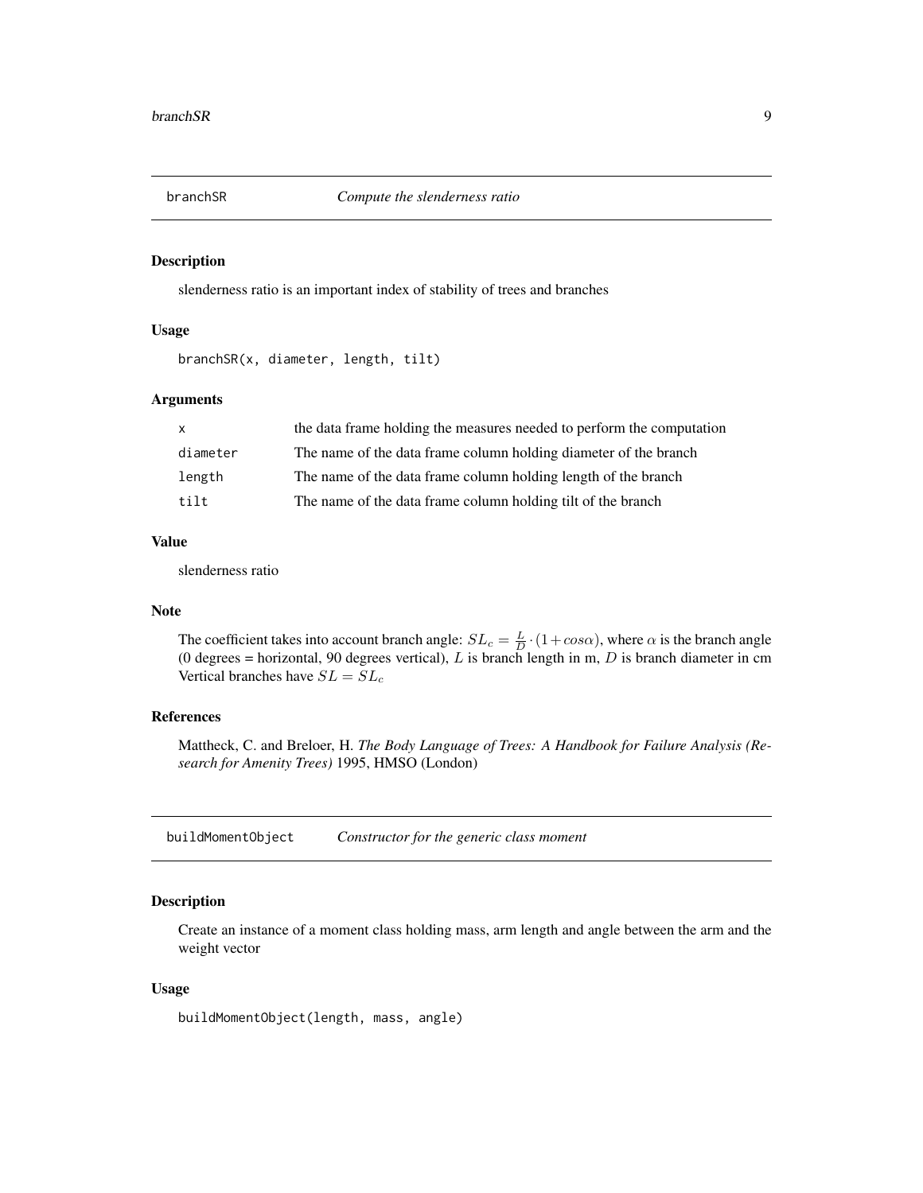## branchSR &nbsp;&nbsp;&nbsp; *Compute the slenderness ratio*

### Description

slenderness ratio is an important index of stability of trees and branches

### Usage

```
branchSR(x, diameter, length, tilt)
```

### Arguments

| | |
|---|---|
| `x` | the data frame holding the measures needed to perform the computation |
| `diameter` | The name of the data frame column holding diameter of the branch |
| `length` | The name of the data frame column holding length of the branch |
| `tilt` | The name of the data frame column holding tilt of the branch |

### Value

slenderness ratio

### Note

The coefficient takes into account branch angle: $SL_c = \frac{L}{D} \cdot (1 + cos\alpha)$, where $\alpha$ is the branch angle (0 degrees = horizontal, 90 degrees vertical), $L$ is branch length in m, $D$ is branch diameter in cm Vertical branches have $SL = SL_c$

### References

Mattheck, C. and Breloer, H. *The Body Language of Trees: A Handbook for Failure Analysis (Research for Amenity Trees)* 1995, HMSO (London)

## buildMomentObject &nbsp;&nbsp;&nbsp; *Constructor for the generic class moment*

### Description

Create an instance of a moment class holding mass, arm length and angle between the arm and the weight vector

### Usage

```
buildMomentObject(length, mass, angle)
```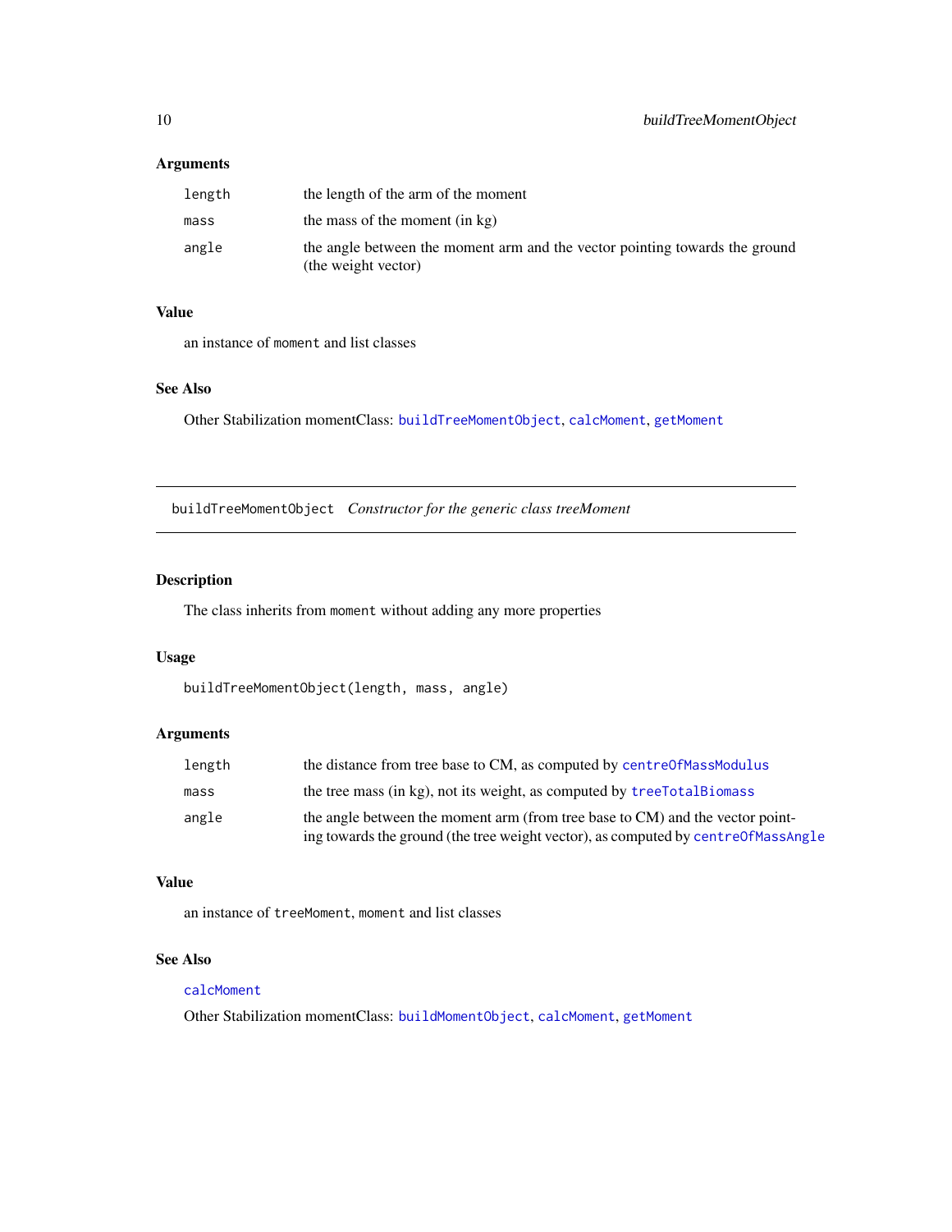### Arguments

| | |
|---|---|
| `length` | the length of the arm of the moment |
| `mass` | the mass of the moment (in kg) |
| `angle` | the angle between the moment arm and the vector pointing towards the ground (the weight vector) |

### Value

an instance of `moment` and list classes

### See Also

Other Stabilization momentClass: `buildTreeMomentObject`, `calcMoment`, `getMoment`

---

## `buildTreeMomentObject` *Constructor for the generic class treeMoment*

### Description

The class inherits from `moment` without adding any more properties

### Usage

```
buildTreeMomentObject(length, mass, angle)
```

### Arguments

| | |
|---|---|
| `length` | the distance from tree base to CM, as computed by `centreOfMassModulus` |
| `mass` | the tree mass (in kg), not its weight, as computed by `treeTotalBiomass` |
| `angle` | the angle between the moment arm (from tree base to CM) and the vector pointing towards the ground (the tree weight vector), as computed by `centreOfMassAngle` |

### Value

an instance of `treeMoment`, `moment` and list classes

### See Also

`calcMoment`

Other Stabilization momentClass: `buildMomentObject`, `calcMoment`, `getMoment`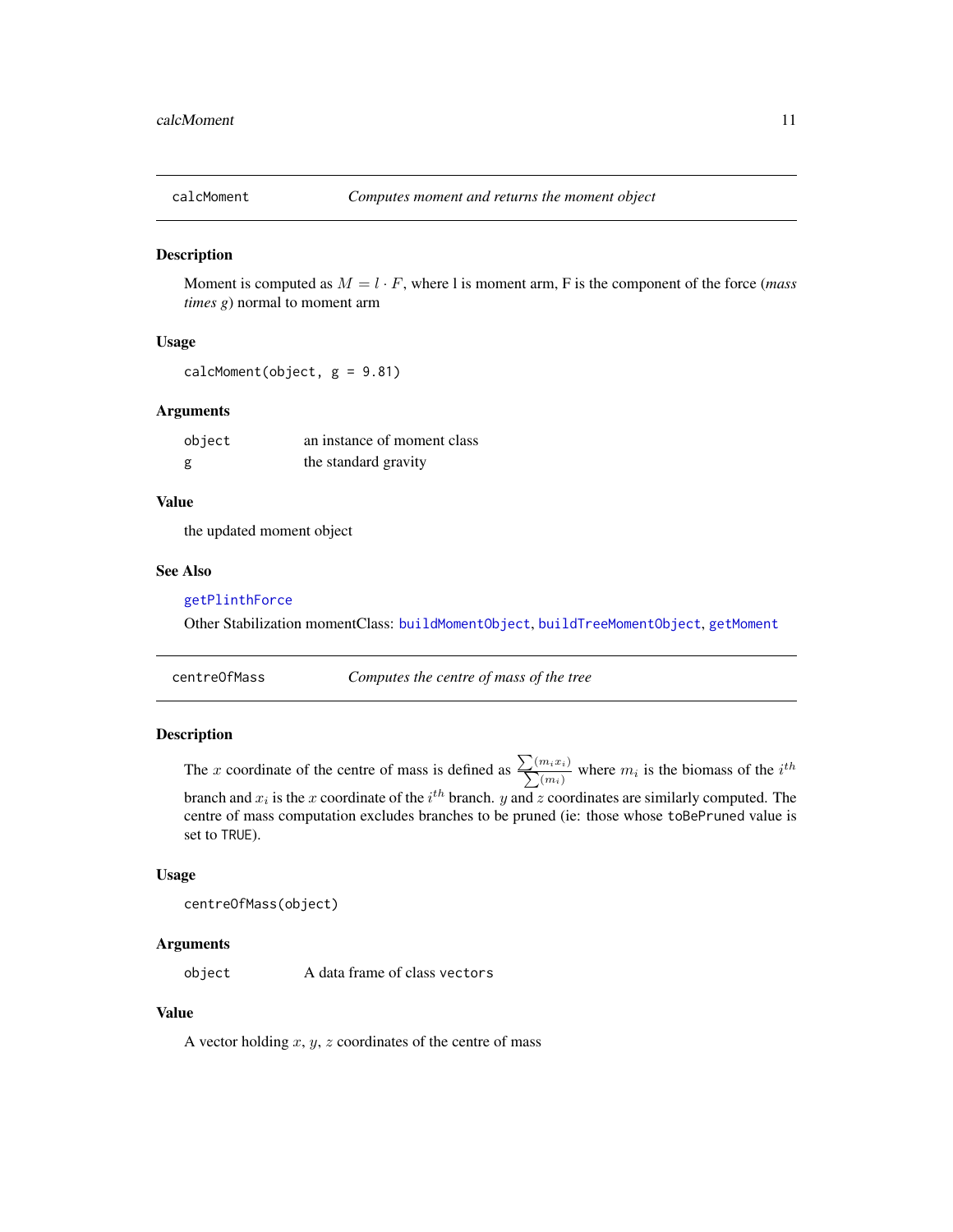## calcMoment — *Computes moment and returns the moment object*

### Description

Moment is computed as $M = l \cdot F$, where l is moment arm, F is the component of the force (*mass times g*) normal to moment arm

### Usage

```
calcMoment(object, g = 9.81)
```

### Arguments

| | |
|---|---|
| `object` | an instance of moment class |
| `g` | the standard gravity |

### Value

the updated moment object

### See Also

`getPlinthForce`

Other Stabilization momentClass: `buildMomentObject`, `buildTreeMomentObject`, `getMoment`

## centreOfMass — *Computes the centre of mass of the tree*

### Description

The $x$ coordinate of the centre of mass is defined as $\frac{\sum(m_i x_i)}{\sum(m_i)}$ where $m_i$ is the biomass of the $i^{th}$ branch and $x_i$ is the $x$ coordinate of the $i^{th}$ branch. $y$ and $z$ coordinates are similarly computed. The centre of mass computation excludes branches to be pruned (ie: those whose `toBePruned` value is set to `TRUE`).

### Usage

```
centreOfMass(object)
```

### Arguments

| | |
|---|---|
| `object` | A data frame of class `vectors` |

### Value

A vector holding $x$, $y$, $z$ coordinates of the centre of mass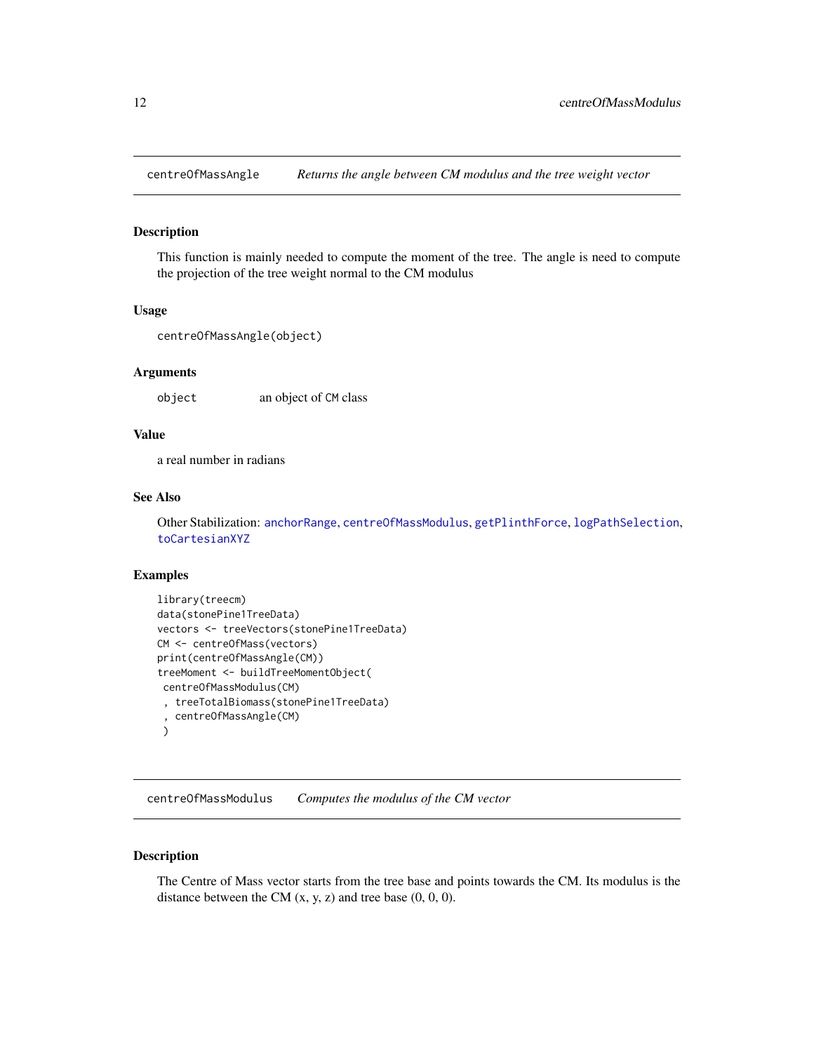## centreOfMassAngle — *Returns the angle between CM modulus and the tree weight vector*

### Description

This function is mainly needed to compute the moment of the tree. The angle is need to compute the projection of the tree weight normal to the CM modulus

### Usage

```
centreOfMassAngle(object)
```

### Arguments

| | |
|---|---|
| object | an object of CM class |

### Value

a real number in radians

### See Also

Other Stabilization: anchorRange, centreOfMassModulus, getPlinthForce, logPathSelection, toCartesianXYZ

### Examples

```
library(treecm)
data(stonePine1TreeData)
vectors <- treeVectors(stonePine1TreeData)
CM <- centreOfMass(vectors)
print(centreOfMassAngle(CM))
treeMoment <- buildTreeMomentObject(
 centreOfMassModulus(CM)
 , treeTotalBiomass(stonePine1TreeData)
 , centreOfMassAngle(CM)
 )
```

## centreOfMassModulus — *Computes the modulus of the CM vector*

### Description

The Centre of Mass vector starts from the tree base and points towards the CM. Its modulus is the distance between the CM (x, y, z) and tree base (0, 0, 0).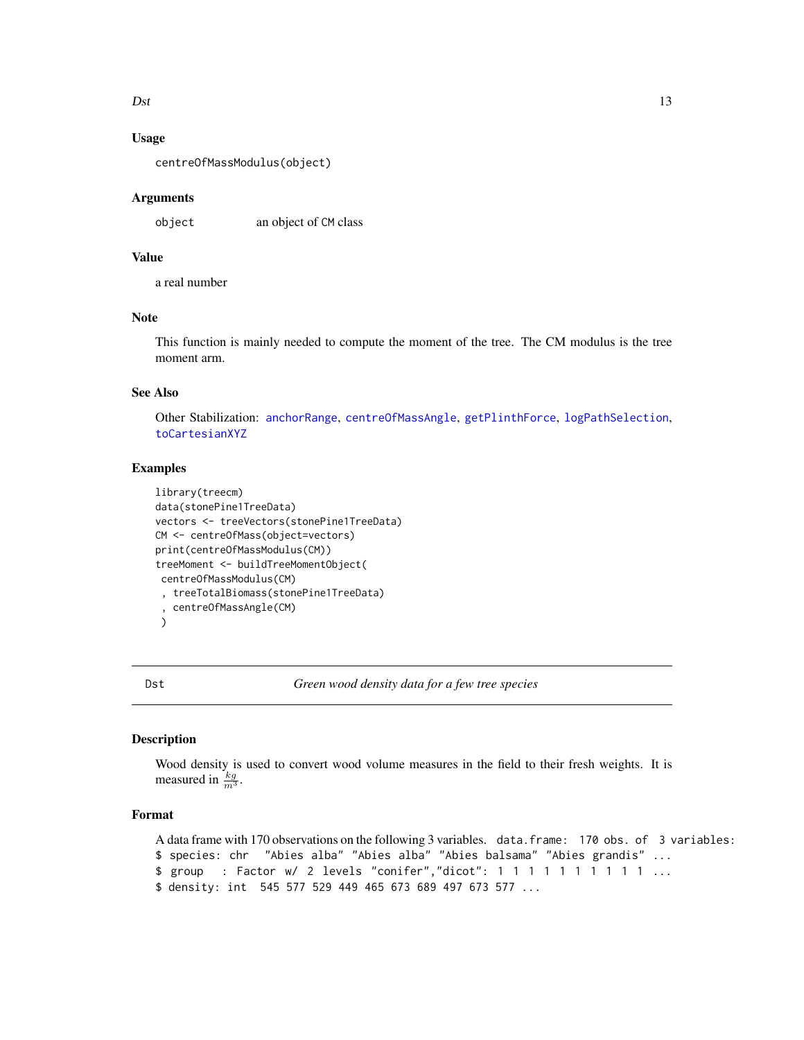### Usage

```
centreOfMassModulus(object)
```

### Arguments

| | |
|---|---|
| object | an object of CM class |

### Value

a real number

### Note

This function is mainly needed to compute the moment of the tree. The CM modulus is the tree moment arm.

### See Also

Other Stabilization: anchorRange, centreOfMassAngle, getPlinthForce, logPathSelection, toCartesianXYZ

### Examples

```
library(treecm)
data(stonePine1TreeData)
vectors <- treeVectors(stonePine1TreeData)
CM <- centreOfMass(object=vectors)
print(centreOfMassModulus(CM))
treeMoment <- buildTreeMomentObject(
 centreOfMassModulus(CM)
 , treeTotalBiomass(stonePine1TreeData)
 , centreOfMassAngle(CM)
 )
```

---

## Dst — *Green wood density data for a few tree species*

---

### Description

Wood density is used to convert wood volume measures in the field to their fresh weights. It is measured in $\frac{kg}{m^3}$.

### Format

A data frame with 170 observations on the following 3 variables. `data.frame: 170 obs. of 3 variables:`

```
$ species: chr  "Abies alba" "Abies alba" "Abies balsama" "Abies grandis" ...
$ group   : Factor w/ 2 levels "conifer","dicot": 1 1 1 1 1 1 1 1 1 1 ...
$ density: int  545 577 529 449 465 673 689 497 673 577 ...
```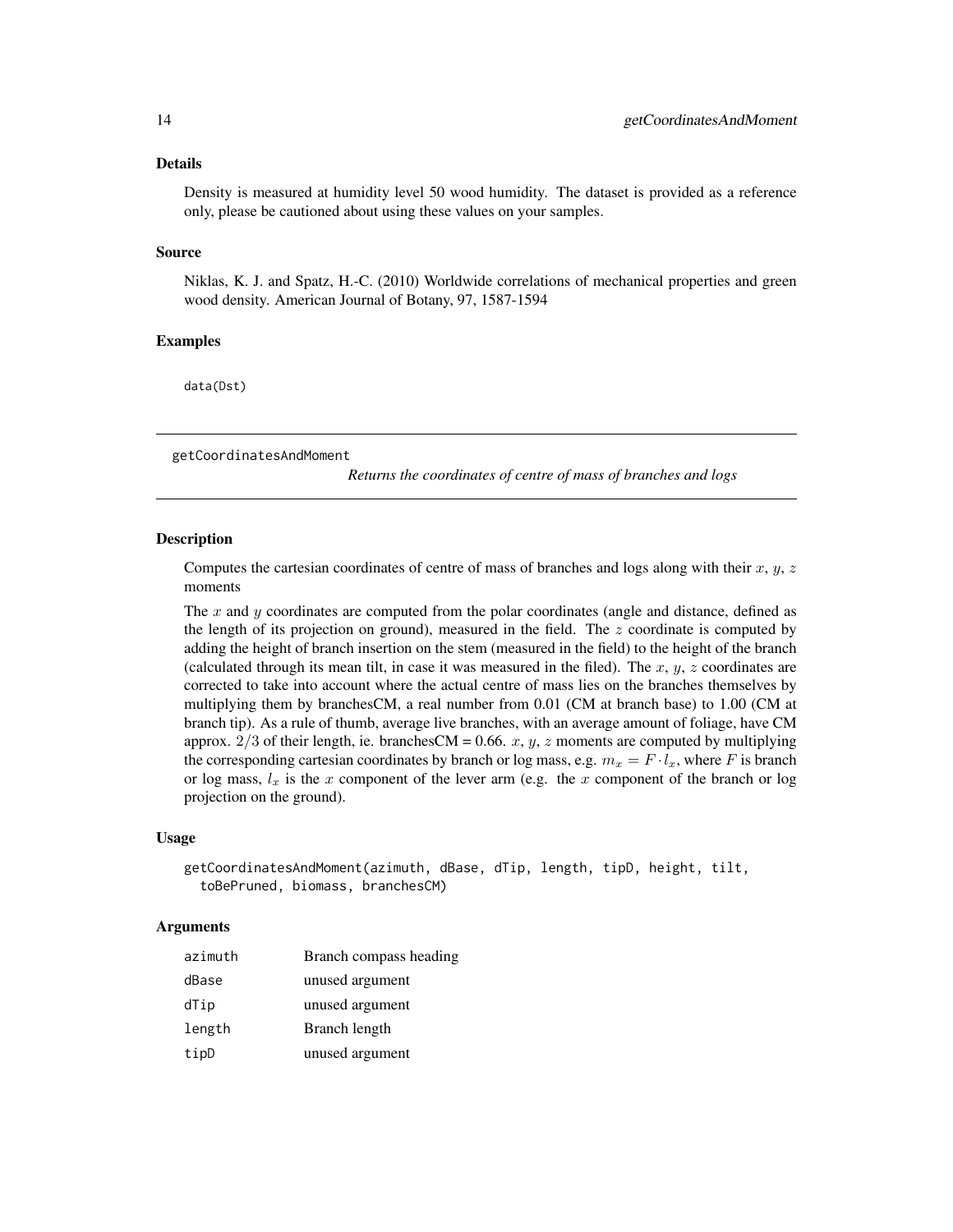## Details

Density is measured at humidity level 50 wood humidity. The dataset is provided as a reference only, please be cautioned about using these values on your samples.

## Source

Niklas, K. J. and Spatz, H.-C. (2010) Worldwide correlations of mechanical properties and green wood density. American Journal of Botany, 97, 1587-1594

## Examples

```
data(Dst)
```

---

getCoordinatesAndMoment *Returns the coordinates of centre of mass of branches and logs*

---

## Description

Computes the cartesian coordinates of centre of mass of branches and logs along with their $x$, $y$, $z$ moments

The $x$ and $y$ coordinates are computed from the polar coordinates (angle and distance, defined as the length of its projection on ground), measured in the field. The $z$ coordinate is computed by adding the height of branch insertion on the stem (measured in the field) to the height of the branch (calculated through its mean tilt, in case it was measured in the filed). The $x$, $y$, $z$ coordinates are corrected to take into account where the actual centre of mass lies on the branches themselves by multiplying them by branchesCM, a real number from 0.01 (CM at branch base) to 1.00 (CM at branch tip). As a rule of thumb, average live branches, with an average amount of foliage, have CM approx. $2/3$ of their length, ie. branchesCM = 0.66. $x$, $y$, $z$ moments are computed by multiplying the corresponding cartesian coordinates by branch or log mass, e.g. $m_x = F \cdot l_x$, where $F$ is branch or log mass, $l_x$ is the $x$ component of the lever arm (e.g. the $x$ component of the branch or log projection on the ground).

## Usage

```
getCoordinatesAndMoment(azimuth, dBase, dTip, length, tipD, height, tilt,
  toBePruned, biomass, branchesCM)
```

## Arguments

| | |
|---|---|
| azimuth | Branch compass heading |
| dBase | unused argument |
| dTip | unused argument |
| length | Branch length |
| tipD | unused argument |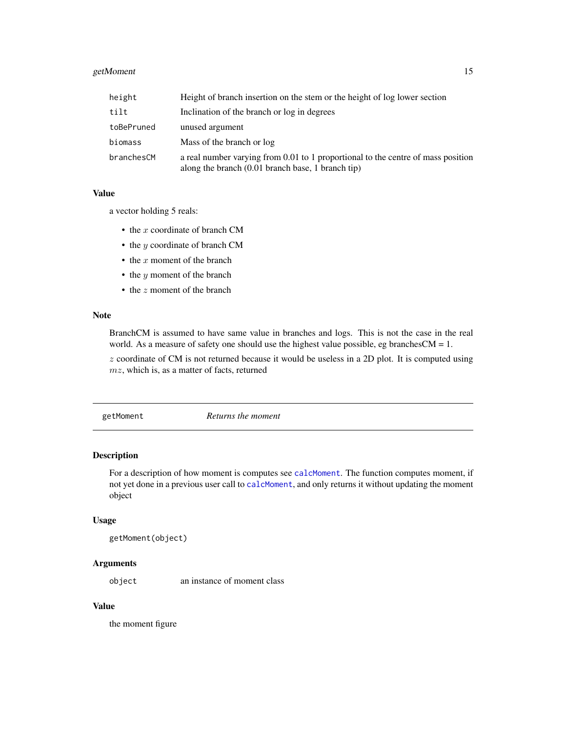| | |
|---|---|
| height | Height of branch insertion on the stem or the height of log lower section |
| tilt | Inclination of the branch or log in degrees |
| toBePruned | unused argument |
| biomass | Mass of the branch or log |
| branchesCM | a real number varying from 0.01 to 1 proportional to the centre of mass position along the branch (0.01 branch base, 1 branch tip) |

### Value

a vector holding 5 reals:

- the $x$ coordinate of branch CM
- the $y$ coordinate of branch CM
- the $x$ moment of the branch
- the $y$ moment of the branch
- the $z$ moment of the branch

### Note

BranchCM is assumed to have same value in branches and logs. This is not the case in the real world. As a measure of safety one should use the highest value possible, eg branchesCM = 1.

$z$ coordinate of CM is not returned because it would be useless in a 2D plot. It is computed using $mz$, which is, as a matter of facts, returned

---

## getMoment *Returns the moment*

### Description

For a description of how moment is computes see calcMoment. The function computes moment, if not yet done in a previous user call to calcMoment, and only returns it without updating the moment object

### Usage

```
getMoment(object)
```

### Arguments

| | |
|---|---|
| object | an instance of moment class |

### Value

the moment figure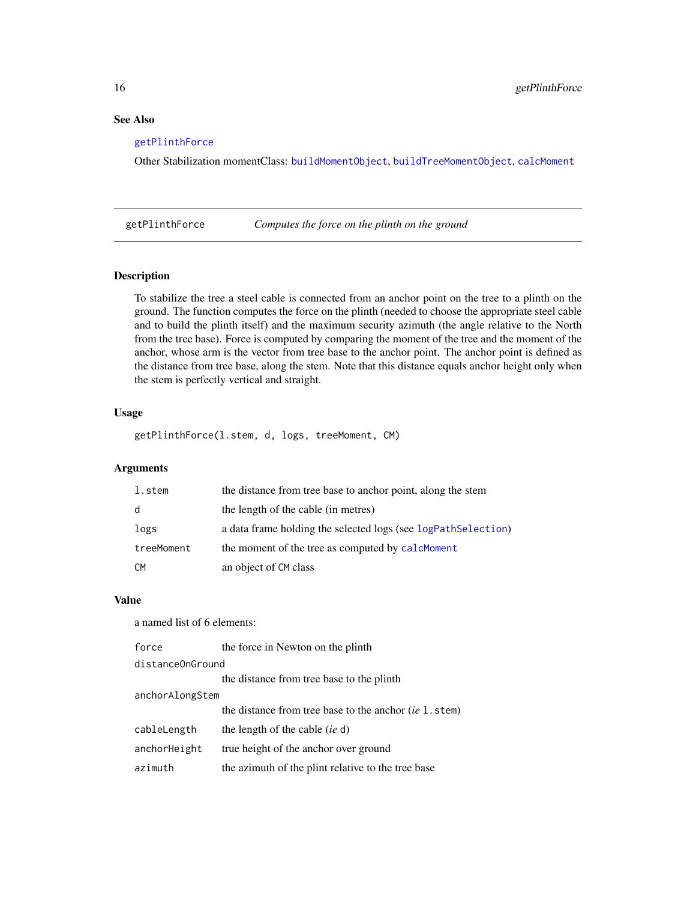## See Also

`getPlinthForce`

Other Stabilization momentClass: `buildMomentObject`, `buildTreeMomentObject`, `calcMoment`

---

## getPlinthForce — *Computes the force on the plinth on the ground*

### Description

To stabilize the tree a steel cable is connected from an anchor point on the tree to a plinth on the ground. The function computes the force on the plinth (needed to choose the appropriate steel cable and to build the plinth itself) and the maximum security azimuth (the angle relative to the North from the tree base). Force is computed by comparing the moment of the tree and the moment of the anchor, whose arm is the vector from tree base to the anchor point. The anchor point is defined as the distance from tree base, along the stem. Note that this distance equals anchor height only when the stem is perfectly vertical and straight.

### Usage

```
getPlinthForce(l.stem, d, logs, treeMoment, CM)
```

### Arguments

| | |
|---|---|
| `l.stem` | the distance from tree base to anchor point, along the stem |
| `d` | the length of the cable (in metres) |
| `logs` | a data frame holding the selected logs (see `logPathSelection`) |
| `treeMoment` | the moment of the tree as computed by `calcMoment` |
| `CM` | an object of `CM` class |

### Value

a named list of 6 elements:

| | |
|---|---|
| `force` | the force in Newton on the plinth |
| `distanceOnGround` | the distance from tree base to the plinth |
| `anchorAlongStem` | the distance from tree base to the anchor (*ie* `l.stem`) |
| `cableLength` | the length of the cable (*ie* `d`) |
| `anchorHeight` | true height of the anchor over ground |
| `azimuth` | the azimuth of the plint relative to the tree base |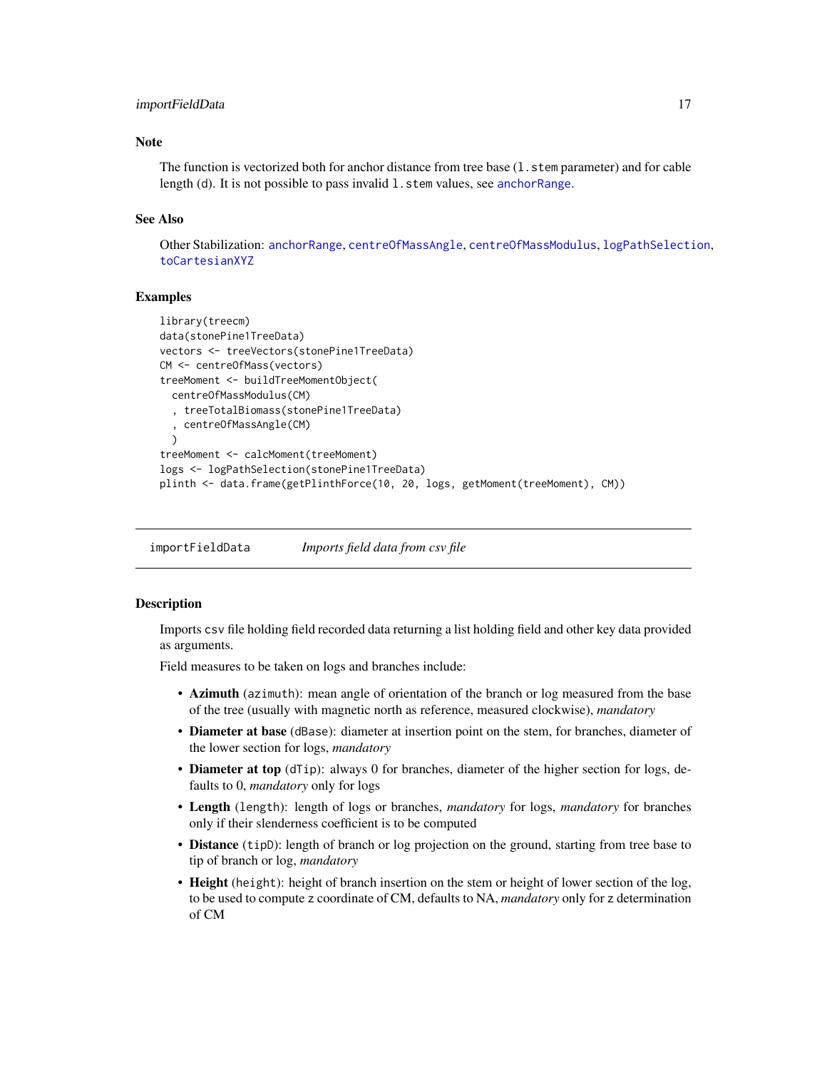## Note

The function is vectorized both for anchor distance from tree base (`l.stem` parameter) and for cable length (d). It is not possible to pass invalid `l.stem` values, see anchorRange.

## See Also

Other Stabilization: anchorRange, centreOfMassAngle, centreOfMassModulus, logPathSelection, toCartesianXYZ

## Examples

```
library(treecm)
data(stonePine1TreeData)
vectors <- treeVectors(stonePine1TreeData)
CM <- centreOfMass(vectors)
treeMoment <- buildTreeMomentObject(
  centreOfMassModulus(CM)
  , treeTotalBiomass(stonePine1TreeData)
  , centreOfMassAngle(CM)
  )
treeMoment <- calcMoment(treeMoment)
logs <- logPathSelection(stonePine1TreeData)
plinth <- data.frame(getPlinthForce(10, 20, logs, getMoment(treeMoment), CM))
```

---

# importFieldData *Imports field data from csv file*

## Description

Imports csv file holding field recorded data returning a list holding field and other key data provided as arguments.

Field measures to be taken on logs and branches include:

- **Azimuth** (`azimuth`): mean angle of orientation of the branch or log measured from the base of the tree (usually with magnetic north as reference, measured clockwise), *mandatory*
- **Diameter at base** (`dBase`): diameter at insertion point on the stem, for branches, diameter of the lower section for logs, *mandatory*
- **Diameter at top** (`dTip`): always 0 for branches, diameter of the higher section for logs, defaults to 0, *mandatory* only for logs
- **Length** (`length`): length of logs or branches, *mandatory* for logs, *mandatory* for branches only if their slenderness coefficient is to be computed
- **Distance** (`tipD`): length of branch or log projection on the ground, starting from tree base to tip of branch or log, *mandatory*
- **Height** (`height`): height of branch insertion on the stem or height of lower section of the log, to be used to compute z coordinate of CM, defaults to NA, *mandatory* only for z determination of CM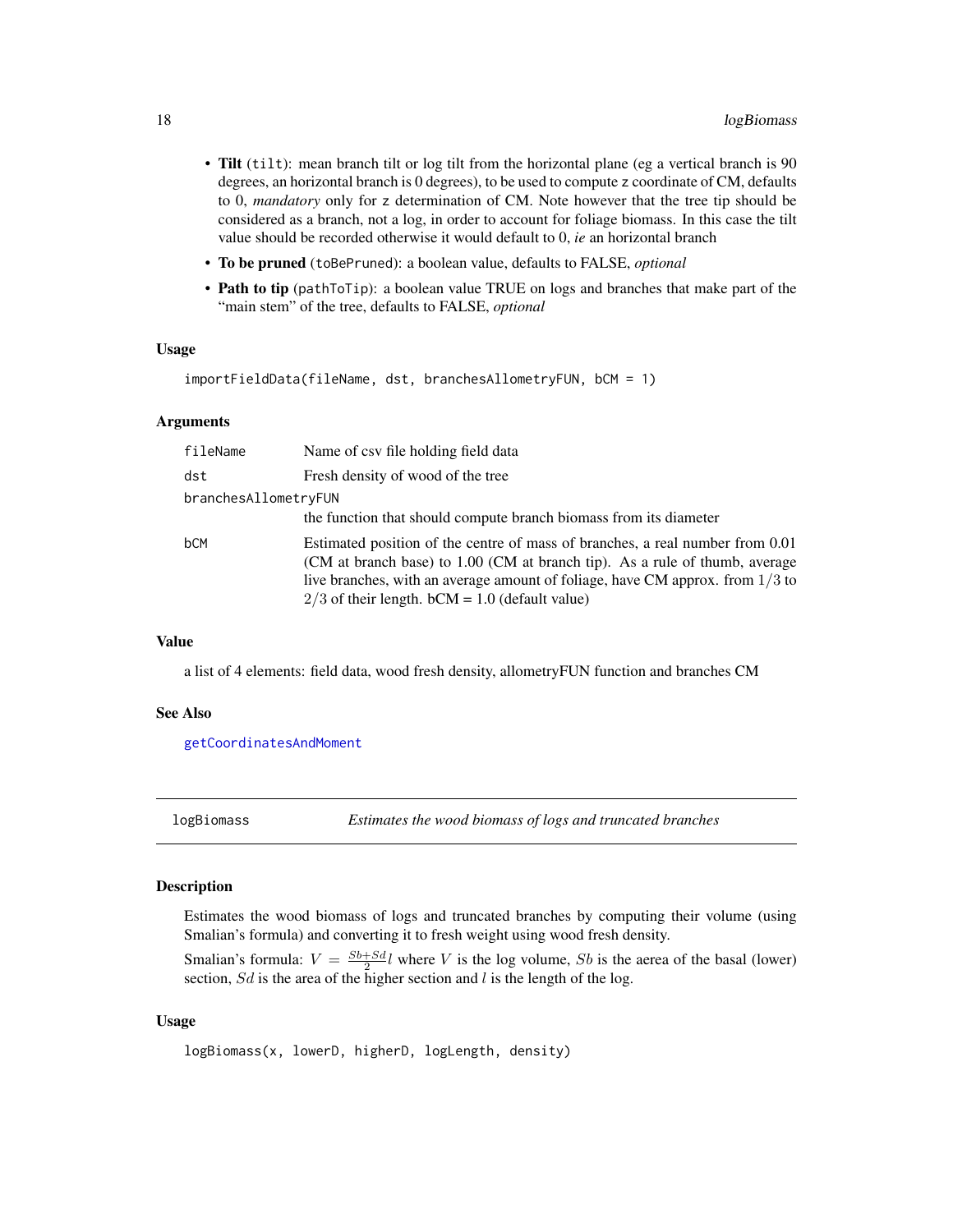- **Tilt** (`tilt`): mean branch tilt or log tilt from the horizontal plane (eg a vertical branch is 90 degrees, an horizontal branch is 0 degrees), to be used to compute z coordinate of CM, defaults to 0, *mandatory* only for z determination of CM. Note however that the tree tip should be considered as a branch, not a log, in order to account for foliage biomass. In this case the tilt value should be recorded otherwise it would default to 0, *ie* an horizontal branch
- **To be pruned** (`toBePruned`): a boolean value, defaults to FALSE, *optional*
- **Path to tip** (`pathToTip`): a boolean value TRUE on logs and branches that make part of the "main stem" of the tree, defaults to FALSE, *optional*

### Usage

```
importFieldData(fileName, dst, branchesAllometryFUN, bCM = 1)
```

### Arguments

| | |
|---|---|
| `fileName` | Name of csv file holding field data |
| `dst` | Fresh density of wood of the tree |
| `branchesAllometryFUN` | the function that should compute branch biomass from its diameter |
| `bCM` | Estimated position of the centre of mass of branches, a real number from 0.01 (CM at branch base) to 1.00 (CM at branch tip). As a rule of thumb, average live branches, with an average amount of foliage, have CM approx. from 1/3 to 2/3 of their length. bCM = 1.0 (default value) |

### Value

a list of 4 elements: field data, wood fresh density, allometryFUN function and branches CM

### See Also

`getCoordinatesAndMoment`

---

## logBiomass — *Estimates the wood biomass of logs and truncated branches*

### Description

Estimates the wood biomass of logs and truncated branches by computing their volume (using Smalian's formula) and converting it to fresh weight using wood fresh density.

Smalian's formula: $V = \frac{Sb+Sd}{2}l$ where $V$ is the log volume, $Sb$ is the aerea of the basal (lower) section, $Sd$ is the area of the higher section and $l$ is the length of the log.

### Usage

```
logBiomass(x, lowerD, higherD, logLength, density)
```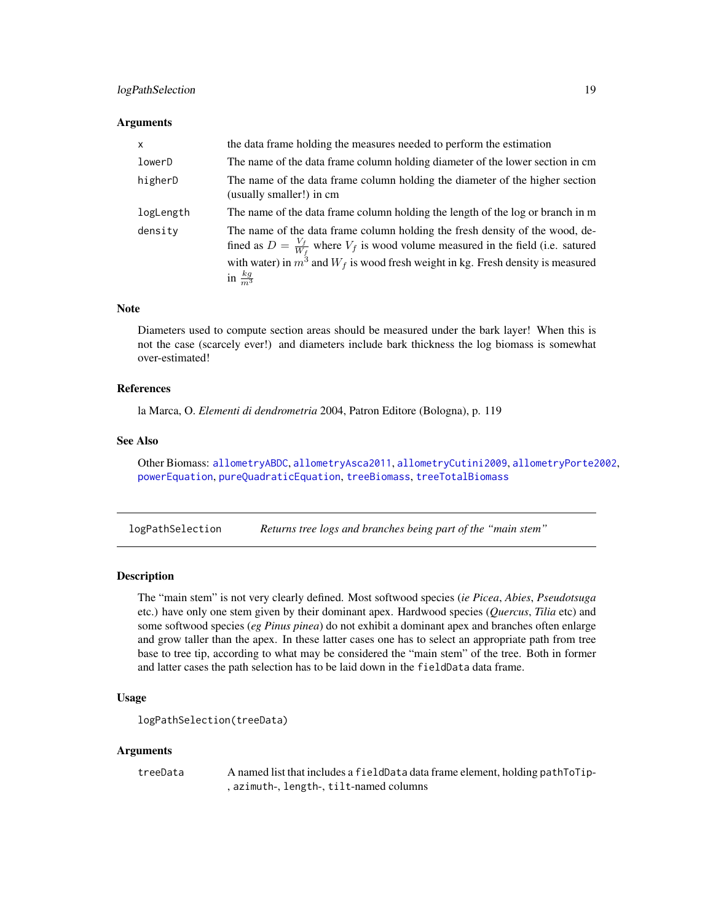### Arguments

| | |
|---|---|
| `x` | the data frame holding the measures needed to perform the estimation |
| `lowerD` | The name of the data frame column holding diameter of the lower section in cm |
| `higherD` | The name of the data frame column holding the diameter of the higher section (usually smaller!) in cm |
| `logLength` | The name of the data frame column holding the length of the log or branch in m |
| `density` | The name of the data frame column holding the fresh density of the wood, defined as $D = \frac{V_f}{W_f}$ where $V_f$ is wood volume measured in the field (i.e. satured with water) in $m^3$ and $W_f$ is wood fresh weight in kg. Fresh density is measured in $\frac{kg}{m^3}$ |

### Note

Diameters used to compute section areas should be measured under the bark layer! When this is not the case (scarcely ever!) and diameters include bark thickness the log biomass is somewhat over-estimated!

### References

la Marca, O. *Elementi di dendrometria* 2004, Patron Editore (Bologna), p. 119

### See Also

Other Biomass: `allometryABDC`, `allometryAsca2011`, `allometryCutini2009`, `allometryPorte2002`, `powerEquation`, `pureQuadraticEquation`, `treeBiomass`, `treeTotalBiomass`

---

## logPathSelection — *Returns tree logs and branches being part of the "main stem"*

---

### Description

The "main stem" is not very clearly defined. Most softwood species (*ie Picea*, *Abies*, *Pseudotsuga* etc.) have only one stem given by their dominant apex. Hardwood species (*Quercus*, *Tilia* etc) and some softwood species (*eg Pinus pinea*) do not exhibit a dominant apex and branches often enlarge and grow taller than the apex. In these latter cases one has to select an appropriate path from tree base to tree tip, according to what may be considered the "main stem" of the tree. Both in former and latter cases the path selection has to be laid down in the `fieldData` data frame.

### Usage

```
logPathSelection(treeData)
```

### Arguments

| | |
|---|---|
| `treeData` | A named list that includes a `fieldData` data frame element, holding `pathToTip`-, `azimuth`-, `length`-, `tilt`-named columns |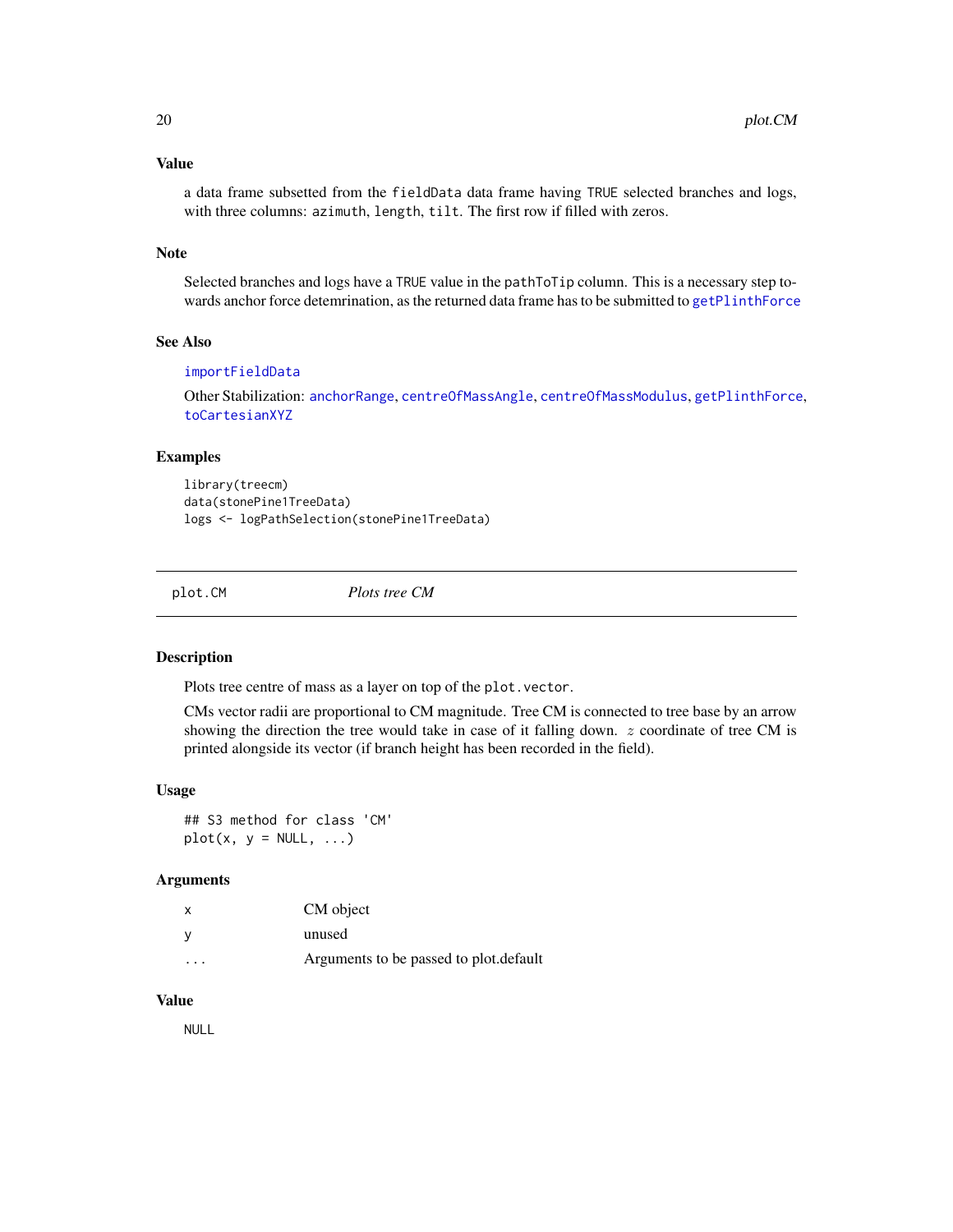### Value

a data frame subsetted from the `fieldData` data frame having `TRUE` selected branches and logs, with three columns: `azimuth`, `length`, `tilt`. The first row if filled with zeros.

### Note

Selected branches and logs have a `TRUE` value in the `pathToTip` column. This is a necessary step towards anchor force detemrination, as the returned data frame has to be submitted to `getPlinthForce`

### See Also

`importFieldData`

Other Stabilization: `anchorRange`, `centreOfMassAngle`, `centreOfMassModulus`, `getPlinthForce`, `toCartesianXYZ`

### Examples

```
library(treecm)
data(stonePine1TreeData)
logs <- logPathSelection(stonePine1TreeData)
```

---

## plot.CM — *Plots tree CM*

### Description

Plots tree centre of mass as a layer on top of the `plot.vector`.

CMs vector radii are proportional to CM magnitude. Tree CM is connected to tree base by an arrow showing the direction the tree would take in case of it falling down. $z$ coordinate of tree CM is printed alongside its vector (if branch height has been recorded in the field).

### Usage

```
## S3 method for class 'CM'
plot(x, y = NULL, ...)
```

### Arguments

| | |
|---|---|
| x | CM object |
| y | unused |
| ... | Arguments to be passed to plot.default |

### Value

`NULL`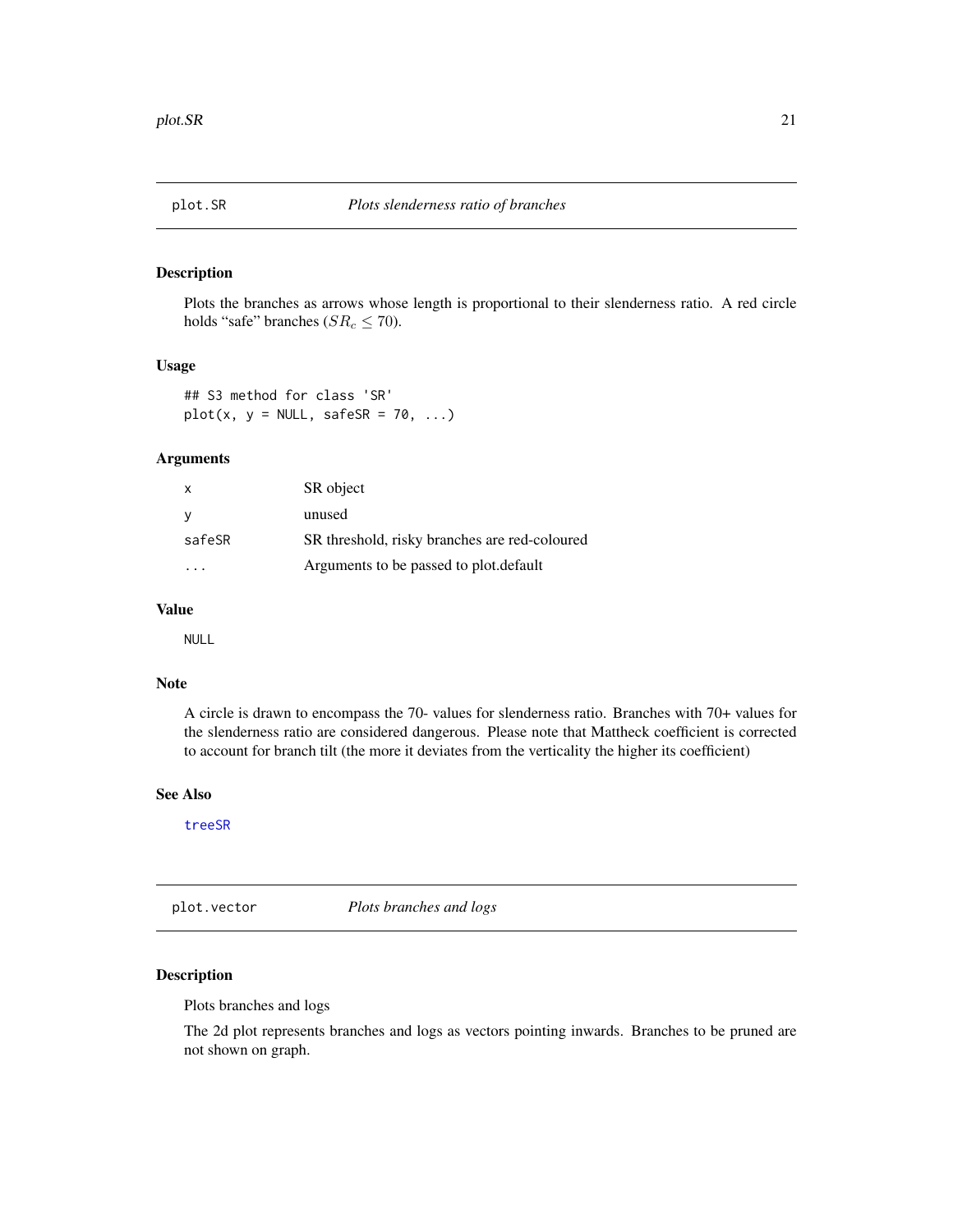## plot.SR — *Plots slenderness ratio of branches*

### Description

Plots the branches as arrows whose length is proportional to their slenderness ratio. A red circle holds "safe" branches ($SR_c \leq 70$).

### Usage

```
## S3 method for class 'SR'
plot(x, y = NULL, safeSR = 70, ...)
```

### Arguments

| | |
|---|---|
| x | SR object |
| y | unused |
| safeSR | SR threshold, risky branches are red-coloured |
| ... | Arguments to be passed to plot.default |

### Value

NULL

### Note

A circle is drawn to encompass the 70- values for slenderness ratio. Branches with 70+ values for the slenderness ratio are considered dangerous. Please note that Mattheck coefficient is corrected to account for branch tilt (the more it deviates from the verticality the higher its coefficient)

### See Also

treeSR

## plot.vector — *Plots branches and logs*

### Description

Plots branches and logs

The 2d plot represents branches and logs as vectors pointing inwards. Branches to be pruned are not shown on graph.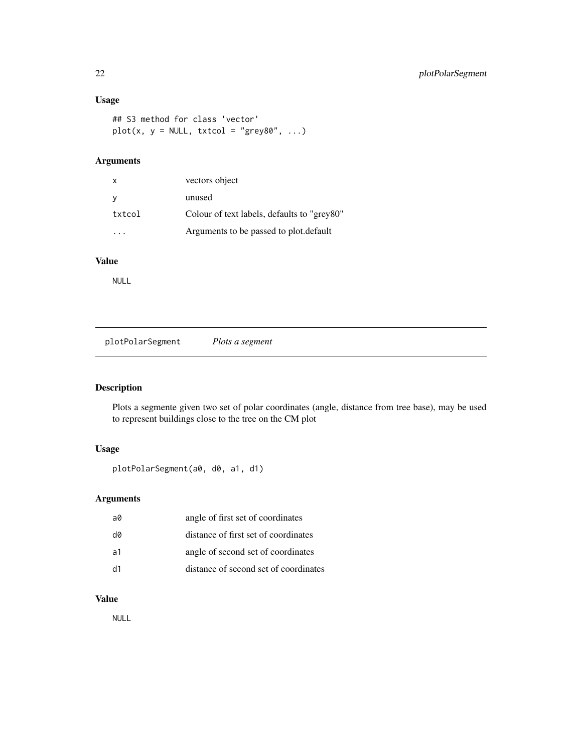## Usage

```
## S3 method for class 'vector'
plot(x, y = NULL, txtcol = "grey80", ...)
```

## Arguments

| | |
|---|---|
| x | vectors object |
| y | unused |
| txtcol | Colour of text labels, defaults to "grey80" |
| ... | Arguments to be passed to plot.default |

## Value

NULL

---

# plotPolarSegment *Plots a segment*

## Description

Plots a segmente given two set of polar coordinates (angle, distance from tree base), may be used to represent buildings close to the tree on the CM plot

## Usage

```
plotPolarSegment(a0, d0, a1, d1)
```

## Arguments

| | |
|---|---|
| a0 | angle of first set of coordinates |
| d0 | distance of first set of coordinates |
| a1 | angle of second set of coordinates |
| d1 | distance of second set of coordinates |

## Value

NULL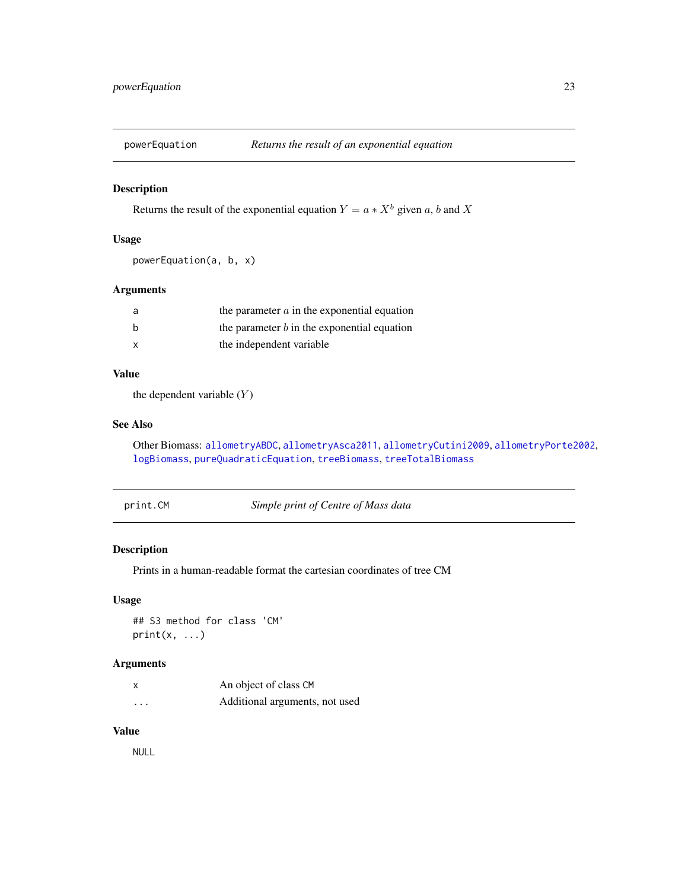## powerEquation — *Returns the result of an exponential equation*

### Description

Returns the result of the exponential equation $Y = a * X^b$ given $a$, $b$ and $X$

### Usage

```
powerEquation(a, b, x)
```

### Arguments

| | |
|---|---|
| a | the parameter $a$ in the exponential equation |
| b | the parameter $b$ in the exponential equation |
| x | the independent variable |

### Value

the dependent variable ($Y$)

### See Also

Other Biomass: allometryABDC, allometryAsca2011, allometryCutini2009, allometryPorte2002, logBiomass, pureQuadraticEquation, treeBiomass, treeTotalBiomass

## print.CM — *Simple print of Centre of Mass data*

### Description

Prints in a human-readable format the cartesian coordinates of tree CM

### Usage

```
## S3 method for class 'CM'
print(x, ...)
```

### Arguments

| | |
|---|---|
| x | An object of class CM |
| ... | Additional arguments, not used |

### Value

NULL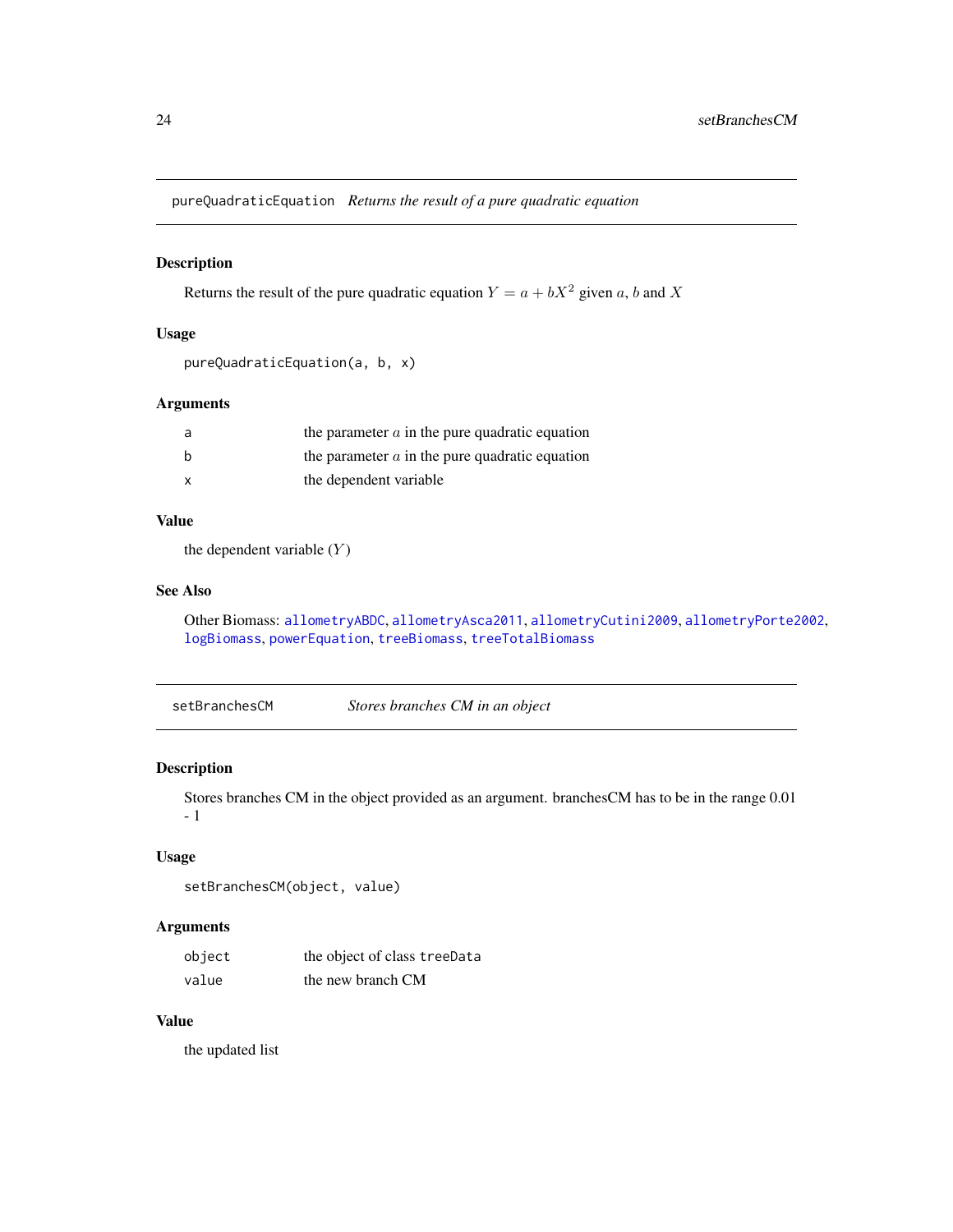## pureQuadraticEquation *Returns the result of a pure quadratic equation*

### Description

Returns the result of the pure quadratic equation $Y = a + bX^2$ given $a$, $b$ and $X$

### Usage

```
pureQuadraticEquation(a, b, x)
```

### Arguments

| | |
|---|---|
| a | the parameter $a$ in the pure quadratic equation |
| b | the parameter $a$ in the pure quadratic equation |
| x | the dependent variable |

### Value

the dependent variable $(Y)$

### See Also

Other Biomass: allometryABDC, allometryAsca2011, allometryCutini2009, allometryPorte2002, logBiomass, powerEquation, treeBiomass, treeTotalBiomass

## setBranchesCM *Stores branches CM in an object*

### Description

Stores branches CM in the object provided as an argument. branchesCM has to be in the range 0.01 - 1

### Usage

```
setBranchesCM(object, value)
```

### Arguments

| | |
|---|---|
| object | the object of class treeData |
| value | the new branch CM |

### Value

the updated list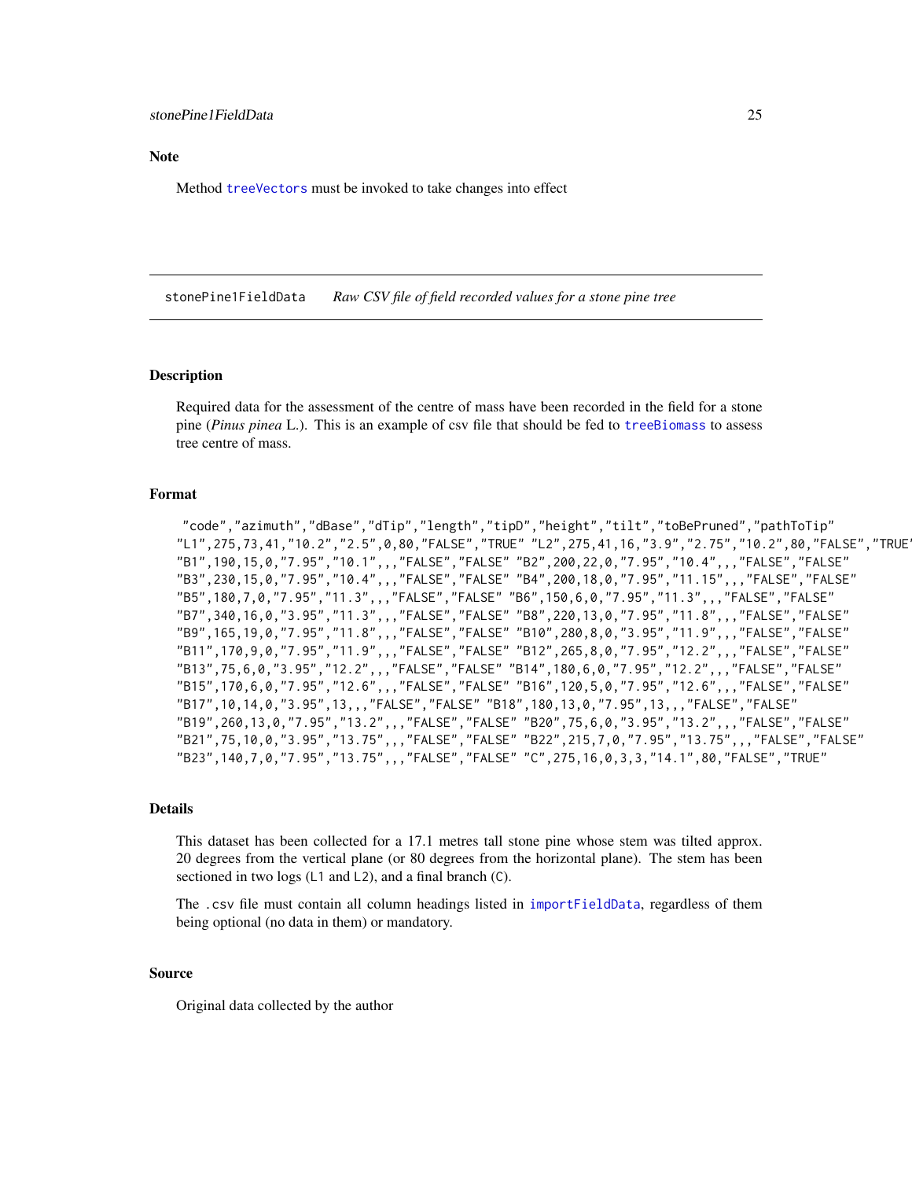## Note

Method treeVectors must be invoked to take changes into effect

---

stonePine1FieldData    *Raw CSV file of field recorded values for a stone pine tree*

---

## Description

Required data for the assessment of the centre of mass have been recorded in the field for a stone pine (*Pinus pinea* L.). This is an example of csv file that should be fed to treeBiomass to assess tree centre of mass.

## Format

```
 "code","azimuth","dBase","dTip","length","tipD","height","tilt","toBePruned","pathToTip"
"L1",275,73,41,"10.2","2.5",0,80,"FALSE","TRUE" "L2",275,41,16,"3.9","2.75","10.2",80,"FALSE","TRUE"
"B1",190,15,0,"7.95","10.1",,,"FALSE","FALSE" "B2",200,22,0,"7.95","10.4",,,"FALSE","FALSE"
"B3",230,15,0,"7.95","10.4",,,"FALSE","FALSE" "B4",200,18,0,"7.95","11.15",,,"FALSE","FALSE"
"B5",180,7,0,"7.95","11.3",,,"FALSE","FALSE" "B6",150,6,0,"7.95","11.3",,,"FALSE","FALSE"
"B7",340,16,0,"3.95","11.3",,,"FALSE","FALSE" "B8",220,13,0,"7.95","11.8",,,"FALSE","FALSE"
"B9",165,19,0,"7.95","11.8",,,"FALSE","FALSE" "B10",280,8,0,"3.95","11.9",,,"FALSE","FALSE"
"B11",170,9,0,"7.95","11.9",,,"FALSE","FALSE" "B12",265,8,0,"7.95","12.2",,,"FALSE","FALSE"
"B13",75,6,0,"3.95","12.2",,,"FALSE","FALSE" "B14",180,6,0,"7.95","12.2",,,"FALSE","FALSE"
"B15",170,6,0,"7.95","12.6",,,"FALSE","FALSE" "B16",120,5,0,"7.95","12.6",,,"FALSE","FALSE"
"B17",10,14,0,"3.95",13,,,"FALSE","FALSE" "B18",180,13,0,"7.95",13,,,"FALSE","FALSE"
"B19",260,13,0,"7.95","13.2",,,"FALSE","FALSE" "B20",75,6,0,"3.95","13.2",,,"FALSE","FALSE"
"B21",75,10,0,"3.95","13.75",,,"FALSE","FALSE" "B22",215,7,0,"7.95","13.75",,,"FALSE","FALSE"
"B23",140,7,0,"7.95","13.75",,,"FALSE","FALSE" "C",275,16,0,3,3,"14.1",80,"FALSE","TRUE"
```

## Details

This dataset has been collected for a 17.1 metres tall stone pine whose stem was tilted approx. 20 degrees from the vertical plane (or 80 degrees from the horizontal plane). The stem has been sectioned in two logs (L1 and L2), and a final branch (C).

The .csv file must contain all column headings listed in importFieldData, regardless of them being optional (no data in them) or mandatory.

## Source

Original data collected by the author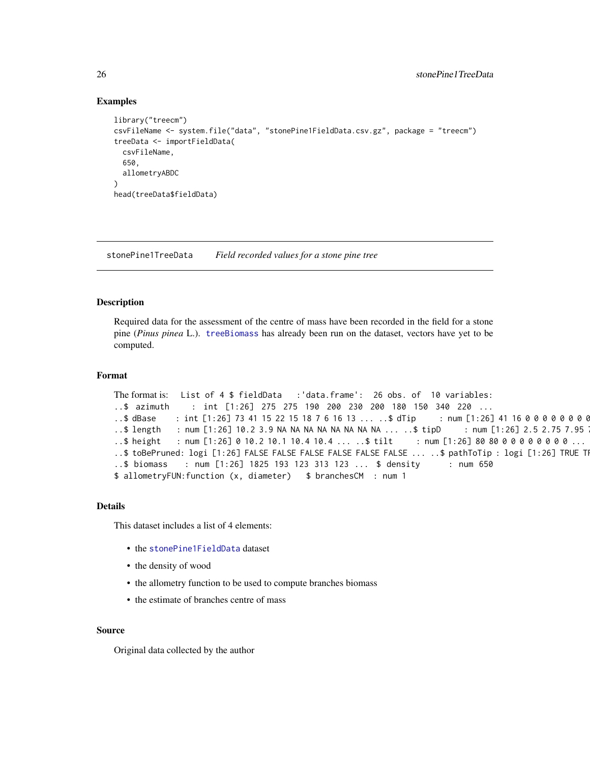### Examples

```
library("treecm")
csvFileName <- system.file("data", "stonePine1FieldData.csv.gz", package = "treecm")
treeData <- importFieldData(
  csvFileName,
  650,
  allometryABDC
)
head(treeData$fieldData)
```

---

`stonePine1TreeData` *Field recorded values for a stone pine tree*

---

### Description

Required data for the assessment of the centre of mass have been recorded in the field for a stone pine (*Pinus pinea* L.). `treeBiomass` has already been run on the dataset, vectors have yet to be computed.

### Format

The format is: List of 4 $ fieldData :'data.frame': 26 obs. of 10 variables:

```
..$ azimuth    : int [1:26] 275 275 190 200 230 200 180 150 340 220 ...
..$ dBase    : int [1:26] 73 41 15 22 15 18 7 6 16 13 ... ..$ dTip     : num [1:26] 41 16 0 0 0 0 0 0 0 0
..$ length   : num [1:26] 10.2 3.9 NA NA NA NA NA NA NA NA ... ..$ tipD     : num [1:26] 2.5 2.75 7.95 7
..$ height   : num [1:26] 0 10.2 10.1 10.4 10.4 ... ..$ tilt     : num [1:26] 80 80 0 0 0 0 0 0 0 0 ...
..$ toBePruned: logi [1:26] FALSE FALSE FALSE FALSE FALSE FALSE ... ..$ pathToTip : logi [1:26] TRUE TR
..$ biomass    : num [1:26] 1825 193 123 313 123 ...  $ density      : num 650
$ allometryFUN:function (x, diameter)   $ branchesCM  : num 1
```

### Details

This dataset includes a list of 4 elements:

- the `stonePine1FieldData` dataset
- the density of wood
- the allometry function to be used to compute branches biomass
- the estimate of branches centre of mass

### Source

Original data collected by the author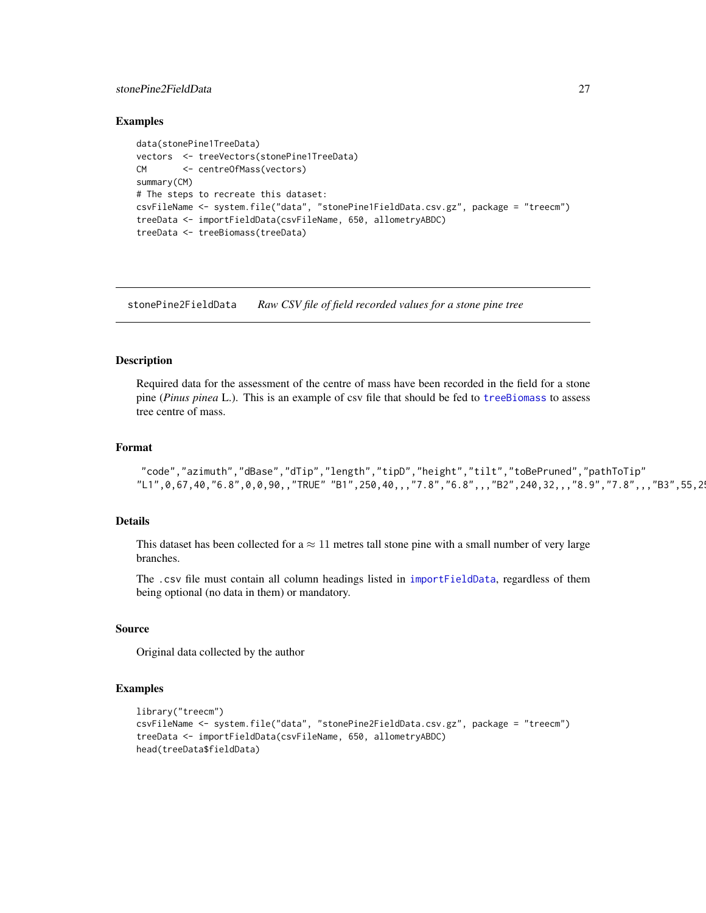### Examples

```
data(stonePine1TreeData)
vectors  <- treeVectors(stonePine1TreeData)
CM       <- centreOfMass(vectors)
summary(CM)
# The steps to recreate this dataset:
csvFileName <- system.file("data", "stonePine1FieldData.csv.gz", package = "treecm")
treeData <- importFieldData(csvFileName, 650, allometryABDC)
treeData <- treeBiomass(treeData)
```

---

## stonePine2FieldData — *Raw CSV file of field recorded values for a stone pine tree*

---

### Description

Required data for the assessment of the centre of mass have been recorded in the field for a stone pine (*Pinus pinea* L.). This is an example of csv file that should be fed to treeBiomass to assess tree centre of mass.

### Format

```
"code","azimuth","dBase","dTip","length","tipD","height","tilt","toBePruned","pathToTip"
"L1",0,67,40,"6.8",0,0,90,,"TRUE" "B1",250,40,,,"7.8","6.8",,,"B2",240,32,,,"8.9","7.8",,,"B3",55,2
```

### Details

This dataset has been collected for a $\approx 11$ metres tall stone pine with a small number of very large branches.

The .csv file must contain all column headings listed in importFieldData, regardless of them being optional (no data in them) or mandatory.

### Source

Original data collected by the author

### Examples

```
library("treecm")
csvFileName <- system.file("data", "stonePine2FieldData.csv.gz", package = "treecm")
treeData <- importFieldData(csvFileName, 650, allometryABDC)
head(treeData$fieldData)
```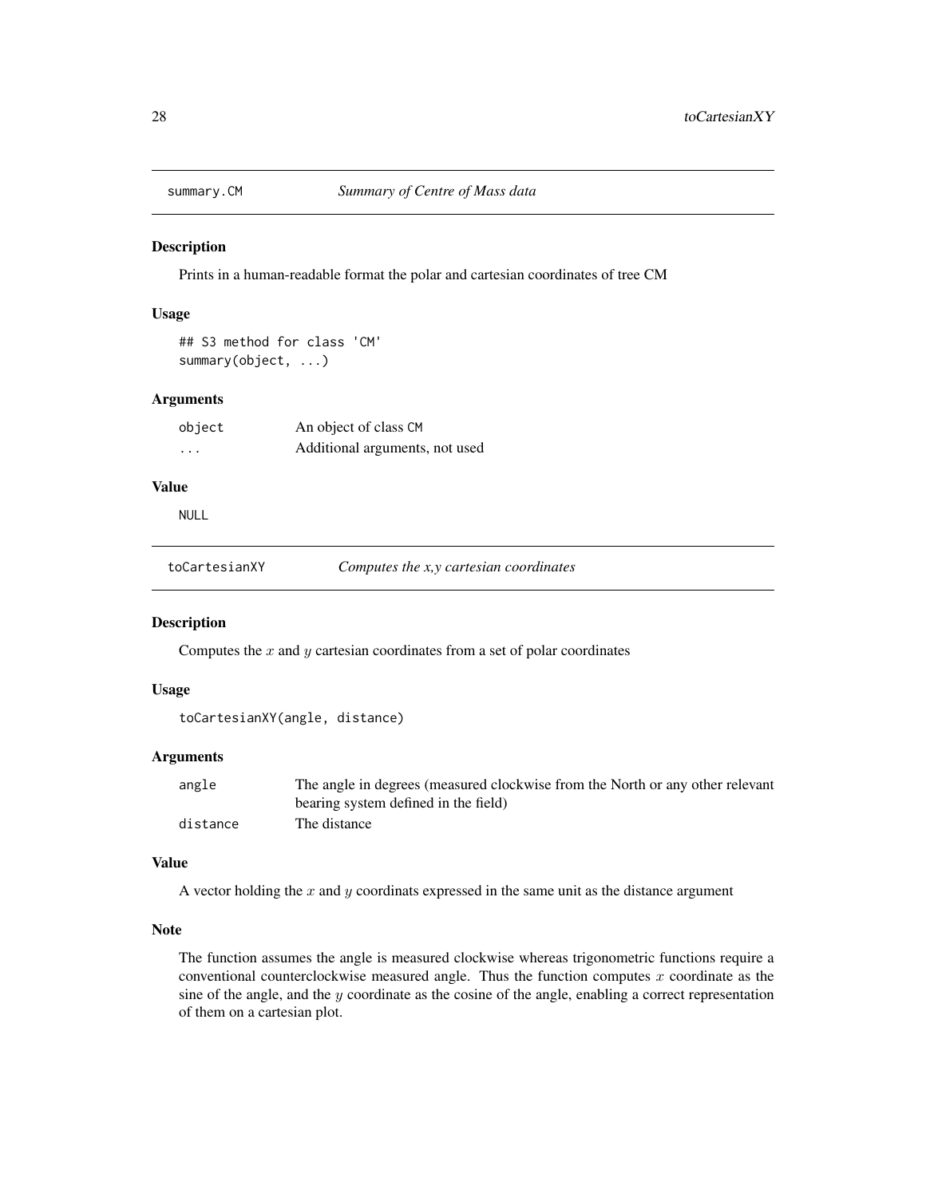## summary.CM    *Summary of Centre of Mass data*

### Description

Prints in a human-readable format the polar and cartesian coordinates of tree CM

### Usage

```
## S3 method for class 'CM'
summary(object, ...)
```

### Arguments

| | |
|---|---|
| object | An object of class CM |
| ... | Additional arguments, not used |

### Value

NULL

## toCartesianXY    *Computes the x,y cartesian coordinates*

### Description

Computes the $x$ and $y$ cartesian coordinates from a set of polar coordinates

### Usage

```
toCartesianXY(angle, distance)
```

### Arguments

| | |
|---|---|
| angle | The angle in degrees (measured clockwise from the North or any other relevant bearing system defined in the field) |
| distance | The distance |

### Value

A vector holding the $x$ and $y$ coordinats expressed in the same unit as the distance argument

### Note

The function assumes the angle is measured clockwise whereas trigonometric functions require a conventional counterclockwise measured angle. Thus the function computes $x$ coordinate as the sine of the angle, and the $y$ coordinate as the cosine of the angle, enabling a correct representation of them on a cartesian plot.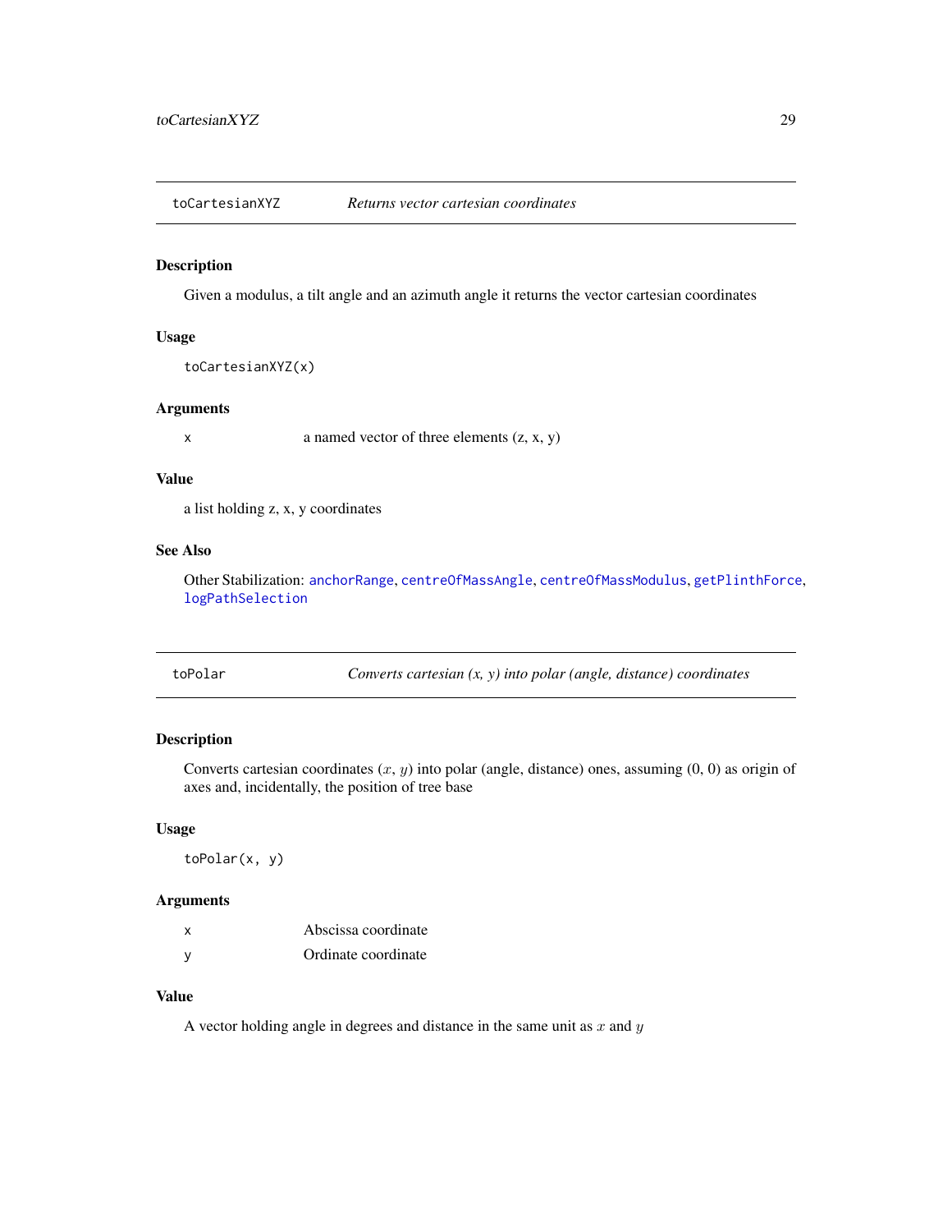## toCartesianXYZ — *Returns vector cartesian coordinates*

### Description

Given a modulus, a tilt angle and an azimuth angle it returns the vector cartesian coordinates

### Usage

```
toCartesianXYZ(x)
```

### Arguments

| | |
|---|---|
| x | a named vector of three elements (z, x, y) |

### Value

a list holding z, x, y coordinates

### See Also

Other Stabilization: anchorRange, centreOfMassAngle, centreOfMassModulus, getPlinthForce, logPathSelection

## toPolar — *Converts cartesian (x, y) into polar (angle, distance) coordinates*

### Description

Converts cartesian coordinates ($x$, $y$) into polar (angle, distance) ones, assuming (0, 0) as origin of axes and, incidentally, the position of tree base

### Usage

```
toPolar(x, y)
```

### Arguments

| | |
|---|---|
| x | Abscissa coordinate |
| y | Ordinate coordinate |

### Value

A vector holding angle in degrees and distance in the same unit as $x$ and $y$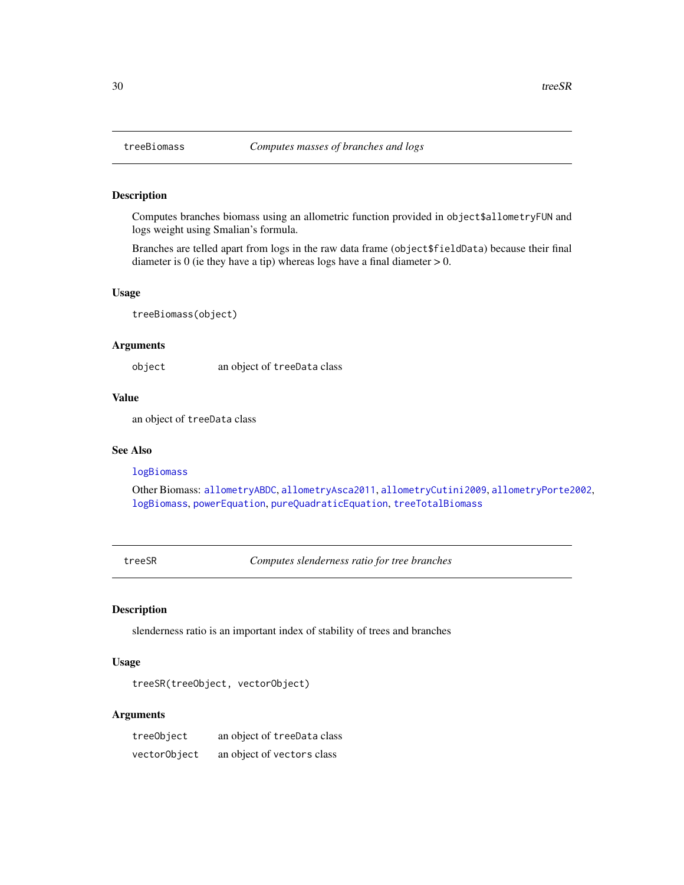## treeBiomass — *Computes masses of branches and logs*

### Description

Computes branches biomass using an allometric function provided in `object$allometryFUN` and logs weight using Smalian's formula.

Branches are telled apart from logs in the raw data frame (`object$fieldData`) because their final diameter is 0 (ie they have a tip) whereas logs have a final diameter > 0.

### Usage

```
treeBiomass(object)
```

### Arguments

| | |
|---|---|
| `object` | an object of `treeData` class |

### Value

an object of `treeData` class

### See Also

`logBiomass`

Other Biomass: `allometryABDC`, `allometryAsca2011`, `allometryCutini2009`, `allometryPorte2002`, `logBiomass`, `powerEquation`, `pureQuadraticEquation`, `treeTotalBiomass`

## treeSR — *Computes slenderness ratio for tree branches*

### Description

slenderness ratio is an important index of stability of trees and branches

### Usage

```
treeSR(treeObject, vectorObject)
```

### Arguments

| | |
|---|---|
| `treeObject` | an object of `treeData` class |
| `vectorObject` | an object of `vectors` class |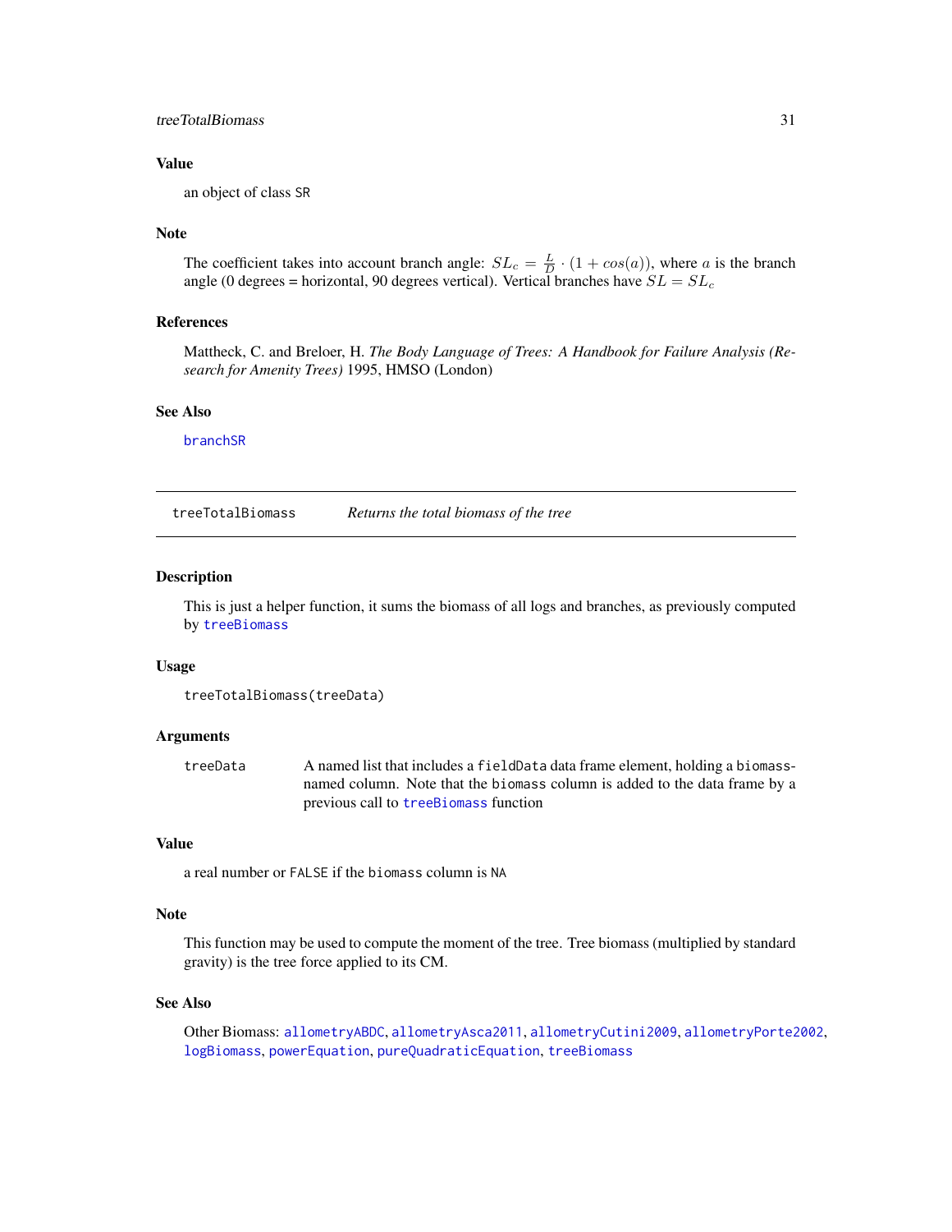### Value

an object of class SR

### Note

The coefficient takes into account branch angle: $SL_c = \frac{L}{D} \cdot (1 + cos(a))$, where $a$ is the branch angle (0 degrees = horizontal, 90 degrees vertical). Vertical branches have $SL = SL_c$

### References

Mattheck, C. and Breloer, H. *The Body Language of Trees: A Handbook for Failure Analysis (Research for Amenity Trees)* 1995, HMSO (London)

### See Also

branchSR

---

## treeTotalBiomass *Returns the total biomass of the tree*

### Description

This is just a helper function, it sums the biomass of all logs and branches, as previously computed by treeBiomass

### Usage

```
treeTotalBiomass(treeData)
```

### Arguments

| | |
|---|---|
| treeData | A named list that includes a fieldData data frame element, holding a biomass-named column. Note that the biomass column is added to the data frame by a previous call to treeBiomass function |

### Value

a real number or FALSE if the biomass column is NA

### Note

This function may be used to compute the moment of the tree. Tree biomass (multiplied by standard gravity) is the tree force applied to its CM.

### See Also

Other Biomass: allometryABDC, allometryAsca2011, allometryCutini2009, allometryPorte2002, logBiomass, powerEquation, pureQuadraticEquation, treeBiomass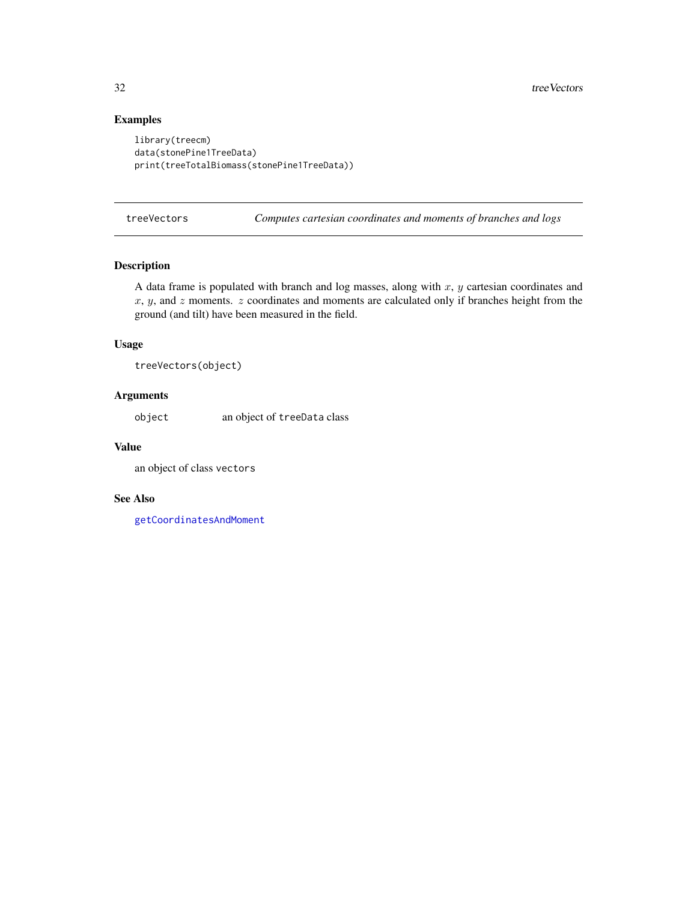## Examples

```
library(treecm)
data(stonePine1TreeData)
print(treeTotalBiomass(stonePine1TreeData))
```

---

## treeVectors — *Computes cartesian coordinates and moments of branches and logs*

---

### Description

A data frame is populated with branch and log masses, along with $x$, $y$ cartesian coordinates and $x$, $y$, and $z$ moments. $z$ coordinates and moments are calculated only if branches height from the ground (and tilt) have been measured in the field.

### Usage

```
treeVectors(object)
```

### Arguments

| | |
|---|---|
| `object` | an object of `treeData` class |

### Value

an object of class `vectors`

### See Also

`getCoordinatesAndMoment`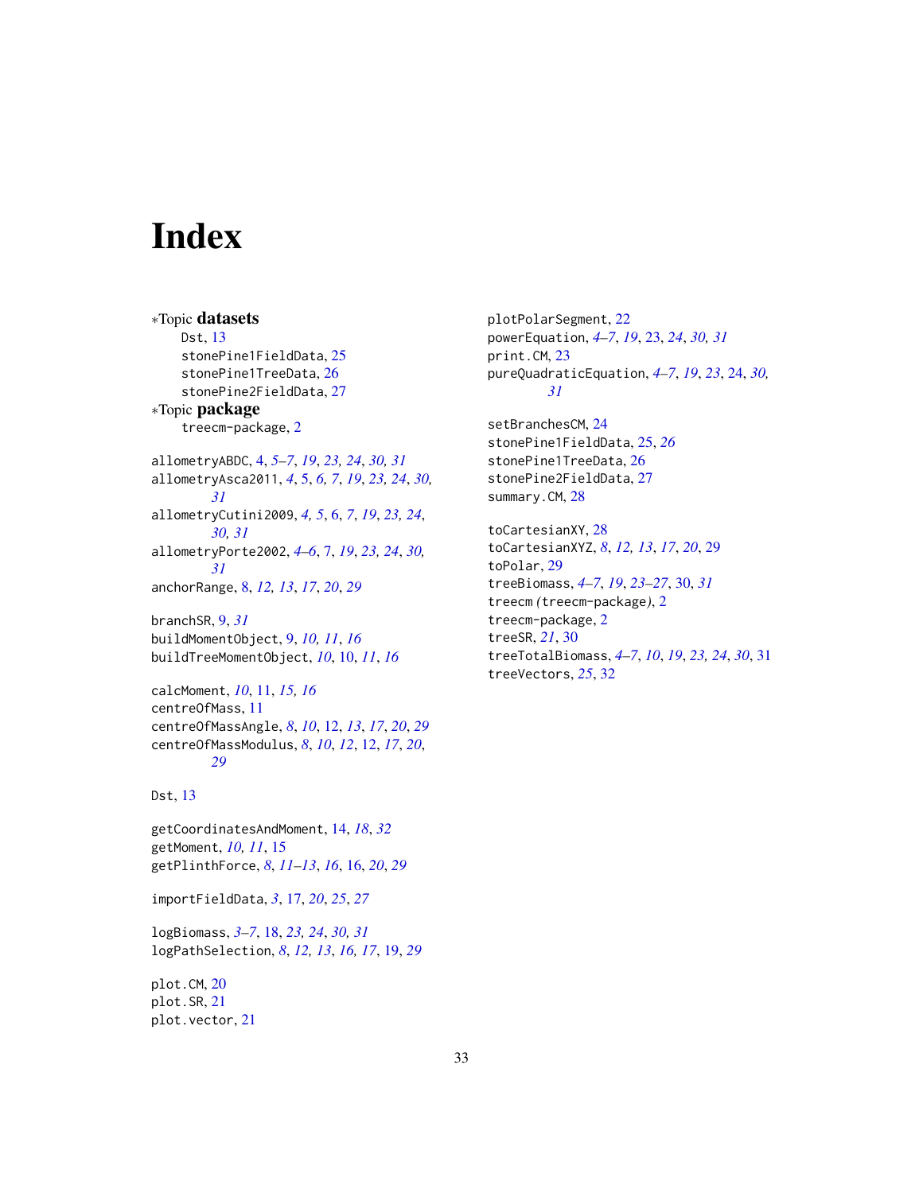# Index

*Topic **datasets**
- Dst, 13
- stonePine1FieldData, 25
- stonePine1TreeData, 26
- stonePine2FieldData, 27

*Topic **package**
- treecm-package, 2

allometryABDC, 4, *5–7*, *19*, *23, 24*, *30, 31*
allometryAsca2011, *4*, 5, *6, 7*, *19*, *23*, *24*, *30, 31*
allometryCutini2009, *4, 5*, 6, *7*, *19*, *23, 24*, *30, 31*
allometryPorte2002, *4–6*, 7, *19*, *23, 24*, *30, 31*
anchorRange, 8, *12, 13*, *17*, *20*, *29*

branchSR, 9, *31*
buildMomentObject, 9, *10, 11*, *16*
buildTreeMomentObject, *10*, 10, *11*, *16*

calcMoment, *10*, 11, *15, 16*
centreOfMass, 11
centreOfMassAngle, *8*, *10*, 12, *13*, *17*, *20*, *29*
centreOfMassModulus, *8*, *10*, *12*, 12, *17*, *20*, *29*

Dst, 13

getCoordinatesAndMoment, 14, *18*, *32*
getMoment, *10, 11*, 15
getPlinthForce, *8*, *11–13*, *16*, 16, *20*, *29*

importFieldData, *3*, 17, *20*, *25*, *27*

logBiomass, *3–7*, 18, *23, 24*, *30, 31*
logPathSelection, *8*, *12, 13*, *16, 17*, 19, *29*

plot.CM, 20
plot.SR, 21
plot.vector, 21
plotPolarSegment, 22
powerEquation, *4–7*, *19*, 23, *24*, *30, 31*
print.CM, 23
pureQuadraticEquation, *4–7*, *19*, *23*, 24, *30, 31*

setBranchesCM, 24
stonePine1FieldData, 25, *26*
stonePine1TreeData, 26
stonePine2FieldData, 27
summary.CM, 28

toCartesianXY, 28
toCartesianXYZ, *8*, *12, 13*, *17*, *20*, 29
toPolar, 29
treeBiomass, *4–7*, *19*, *23–27*, 30, *31*
treecm (treecm-package), 2
treecm-package, 2
treeSR, *21*, 30
treeTotalBiomass, *4–7*, *10*, *19*, *23, 24*, *30*, 31
treeVectors, *25*, 32